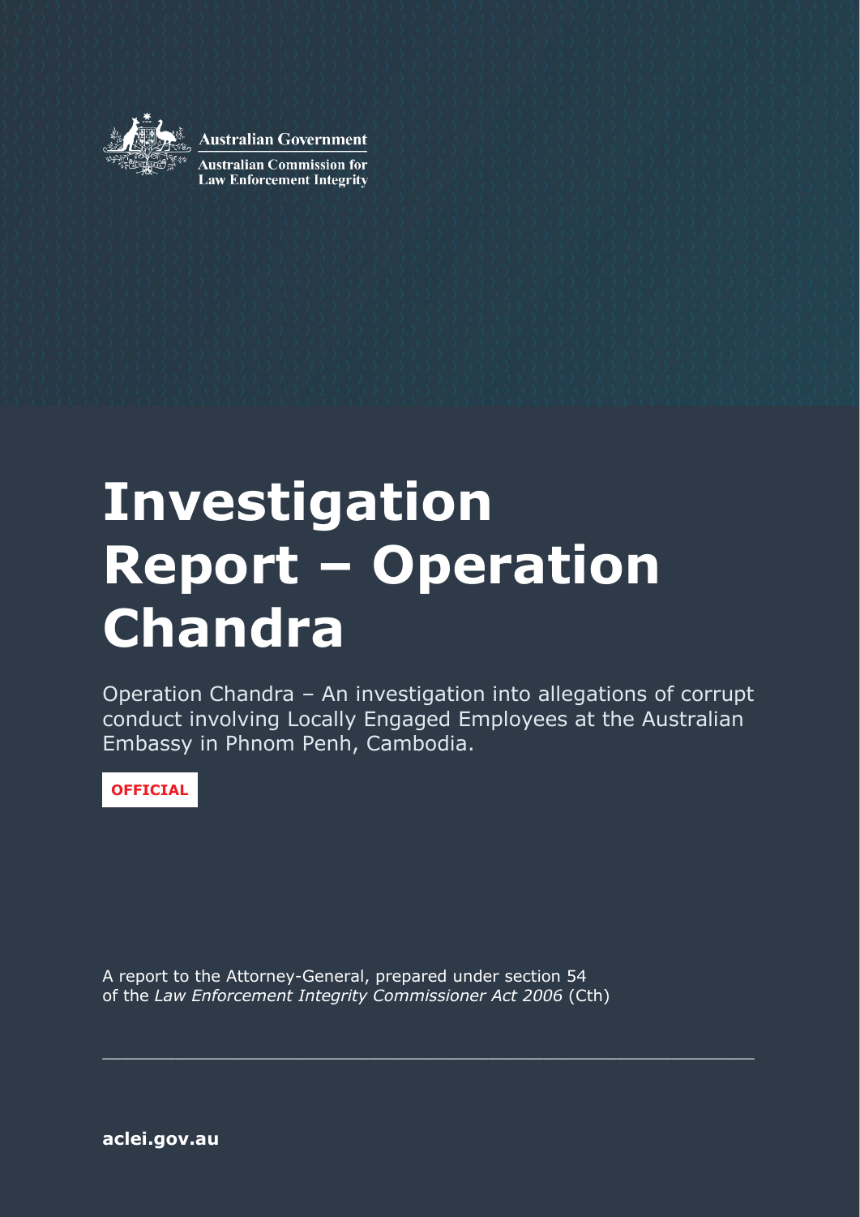Australian Government

Australian Commission for Law Enforcement Integrity

# Investigation Report – Operation Chandra

Operation Chandra – An investigation into allegations of corrupt conduct involving Locally Engaged Employees at the Australian Embassy in Phnom Penh, Cambodia.

**OFFICIAL**

A report to the Attorney-General, prepared under section 54 of the *Law Enforcement Integrity Commissioner Act 2006* (Cth)

**aclei.gov.au**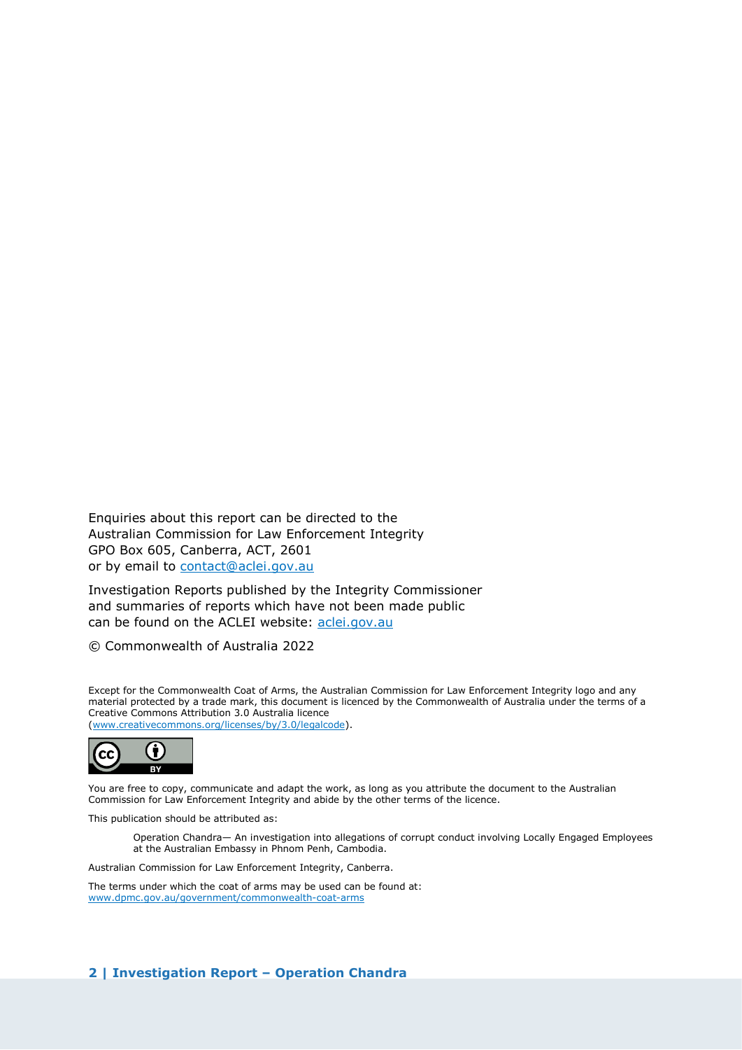Enquiries about this report can be directed to the
Australian Commission for Law Enforcement Integrity
GPO Box 605, Canberra, ACT, 2601
or by email to contact@aclei.gov.au

Investigation Reports published by the Integrity Commissioner
and summaries of reports which have not been made public
can be found on the ACLEI website: aclei.gov.au

© Commonwealth of Australia 2022

Except for the Commonwealth Coat of Arms, the Australian Commission for Law Enforcement Integrity logo and any material protected by a trade mark, this document is licenced by the Commonwealth of Australia under the terms of a Creative Commons Attribution 3.0 Australia licence
(www.creativecommons.org/licenses/by/3.0/legalcode).

You are free to copy, communicate and adapt the work, as long as you attribute the document to the Australian Commission for Law Enforcement Integrity and abide by the other terms of the licence.

This publication should be attributed as:

> Operation Chandra— An investigation into allegations of corrupt conduct involving Locally Engaged Employees at the Australian Embassy in Phnom Penh, Cambodia.

Australian Commission for Law Enforcement Integrity, Canberra.

The terms under which the coat of arms may be used can be found at:
www.dpmc.gov.au/government/commonwealth-coat-arms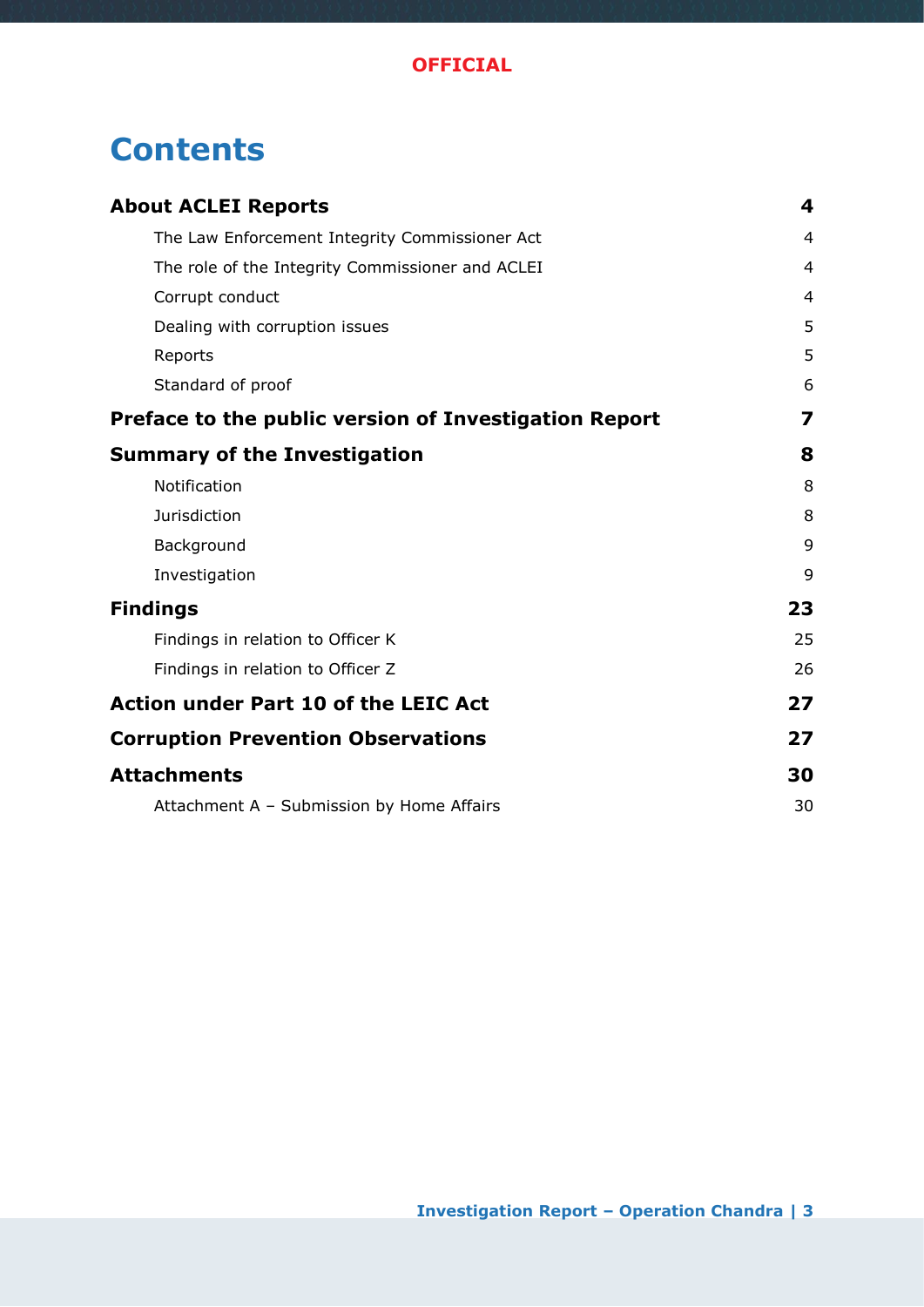# Contents

| | |
|---|---|
| **About ACLEI Reports** | **4** |
| The Law Enforcement Integrity Commissioner Act | 4 |
| The role of the Integrity Commissioner and ACLEI | 4 |
| Corrupt conduct | 4 |
| Dealing with corruption issues | 5 |
| Reports | 5 |
| Standard of proof | 6 |
| **Preface to the public version of Investigation Report** | **7** |
| **Summary of the Investigation** | **8** |
| Notification | 8 |
| Jurisdiction | 8 |
| Background | 9 |
| Investigation | 9 |
| **Findings** | **23** |
| Findings in relation to Officer K | 25 |
| Findings in relation to Officer Z | 26 |
| **Action under Part 10 of the LEIC Act** | **27** |
| **Corruption Prevention Observations** | **27** |
| **Attachments** | **30** |
| Attachment A – Submission by Home Affairs | 30 |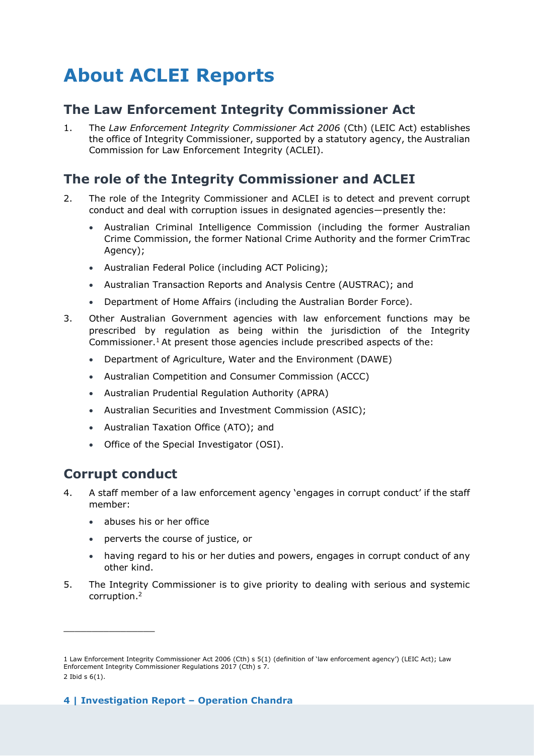# About ACLEI Reports

## The Law Enforcement Integrity Commissioner Act

1. The *Law Enforcement Integrity Commissioner Act 2006* (Cth) (LEIC Act) establishes the office of Integrity Commissioner, supported by a statutory agency, the Australian Commission for Law Enforcement Integrity (ACLEI).

## The role of the Integrity Commissioner and ACLEI

2. The role of the Integrity Commissioner and ACLEI is to detect and prevent corrupt conduct and deal with corruption issues in designated agencies—presently the:
   - Australian Criminal Intelligence Commission (including the former Australian Crime Commission, the former National Crime Authority and the former CrimTrac Agency);
   - Australian Federal Police (including ACT Policing);
   - Australian Transaction Reports and Analysis Centre (AUSTRAC); and
   - Department of Home Affairs (including the Australian Border Force).
3. Other Australian Government agencies with law enforcement functions may be prescribed by regulation as being within the jurisdiction of the Integrity Commissioner.[1] At present those agencies include prescribed aspects of the:
   - Department of Agriculture, Water and the Environment (DAWE)
   - Australian Competition and Consumer Commission (ACCC)
   - Australian Prudential Regulation Authority (APRA)
   - Australian Securities and Investment Commission (ASIC);
   - Australian Taxation Office (ATO); and
   - Office of the Special Investigator (OSI).

## Corrupt conduct

4. A staff member of a law enforcement agency 'engages in corrupt conduct' if the staff member:
   - abuses his or her office
   - perverts the course of justice, or
   - having regard to his or her duties and powers, engages in corrupt conduct of any other kind.
5. The Integrity Commissioner is to give priority to dealing with serious and systemic corruption.[2]

---

1 Law Enforcement Integrity Commissioner Act 2006 (Cth) s 5(1) (definition of 'law enforcement agency') (LEIC Act); Law Enforcement Integrity Commissioner Regulations 2017 (Cth) s 7.

2 Ibid s 6(1).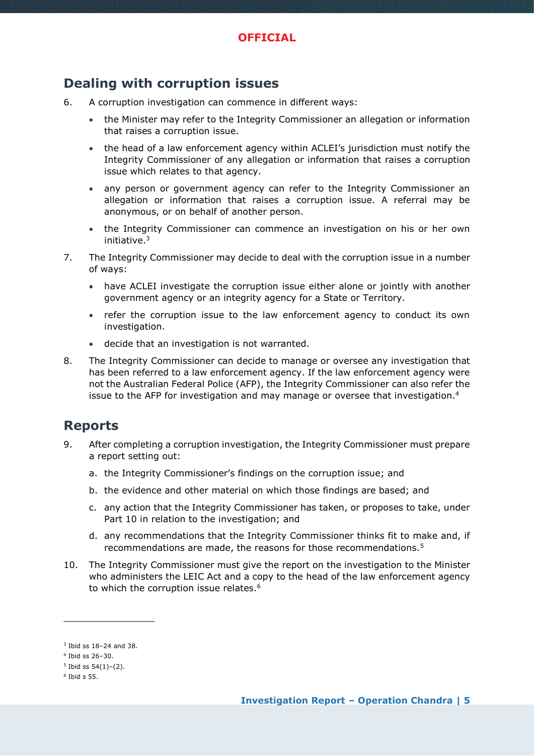## Dealing with corruption issues

6. A corruption investigation can commence in different ways:
   - the Minister may refer to the Integrity Commissioner an allegation or information that raises a corruption issue.
   - the head of a law enforcement agency within ACLEI's jurisdiction must notify the Integrity Commissioner of any allegation or information that raises a corruption issue which relates to that agency.
   - any person or government agency can refer to the Integrity Commissioner an allegation or information that raises a corruption issue. A referral may be anonymous, or on behalf of another person.
   - the Integrity Commissioner can commence an investigation on his or her own initiative.[3]

7. The Integrity Commissioner may decide to deal with the corruption issue in a number of ways:
   - have ACLEI investigate the corruption issue either alone or jointly with another government agency or an integrity agency for a State or Territory.
   - refer the corruption issue to the law enforcement agency to conduct its own investigation.
   - decide that an investigation is not warranted.

8. The Integrity Commissioner can decide to manage or oversee any investigation that has been referred to a law enforcement agency. If the law enforcement agency were not the Australian Federal Police (AFP), the Integrity Commissioner can also refer the issue to the AFP for investigation and may manage or oversee that investigation.[4]

## Reports

9. After completing a corruption investigation, the Integrity Commissioner must prepare a report setting out:
   a. the Integrity Commissioner's findings on the corruption issue; and
   b. the evidence and other material on which those findings are based; and
   c. any action that the Integrity Commissioner has taken, or proposes to take, under Part 10 in relation to the investigation; and
   d. any recommendations that the Integrity Commissioner thinks fit to make and, if recommendations are made, the reasons for those recommendations.[5]

10. The Integrity Commissioner must give the report on the investigation to the Minister who administers the LEIC Act and a copy to the head of the law enforcement agency to which the corruption issue relates.[6]

---

[3] Ibid ss 18–24 and 38.

[4] Ibid ss 26–30.

[5] Ibid ss 54(1)–(2).

[6] Ibid s 55.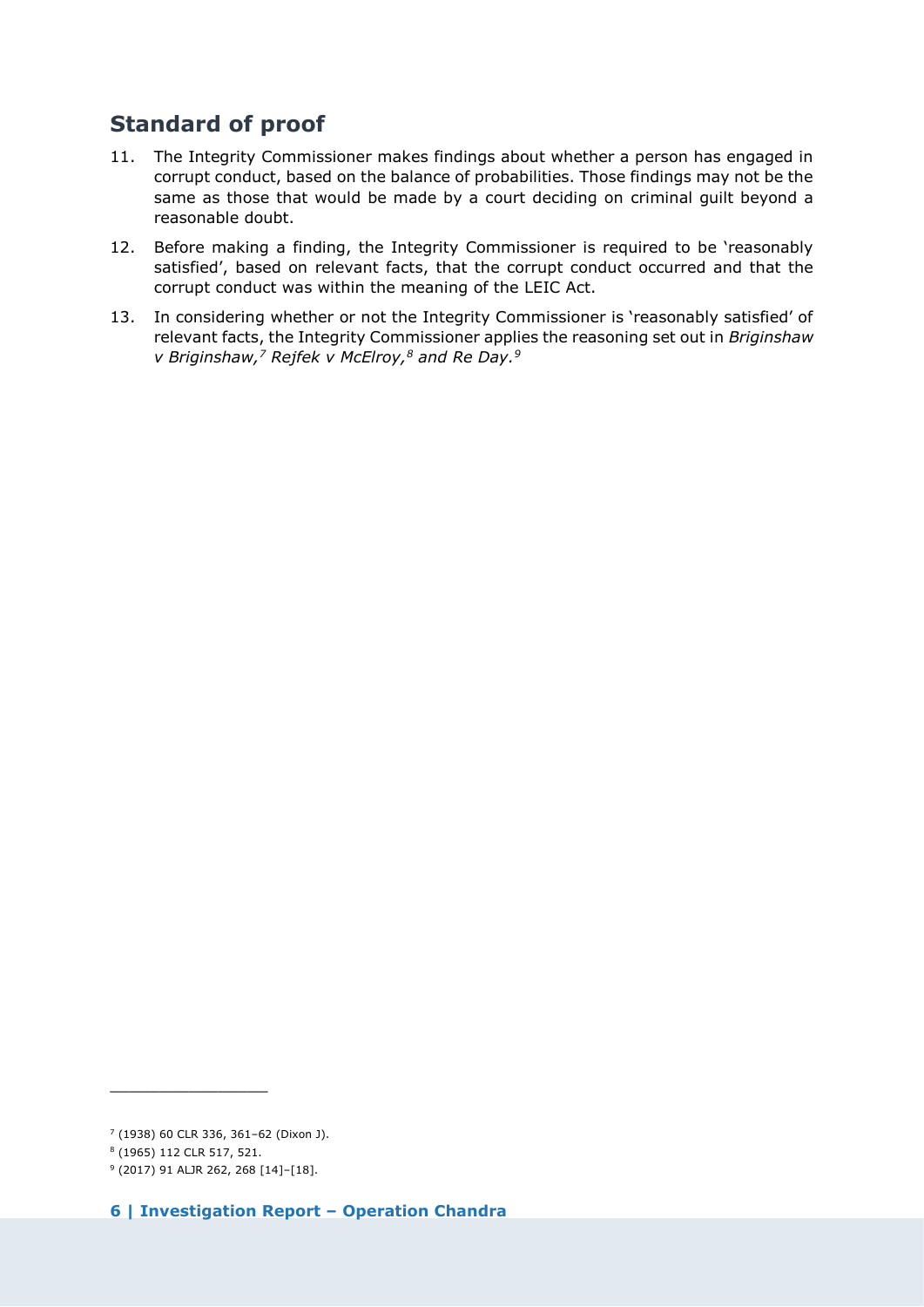## Standard of proof

11. The Integrity Commissioner makes findings about whether a person has engaged in corrupt conduct, based on the balance of probabilities. Those findings may not be the same as those that would be made by a court deciding on criminal guilt beyond a reasonable doubt.
12. Before making a finding, the Integrity Commissioner is required to be 'reasonably satisfied', based on relevant facts, that the corrupt conduct occurred and that the corrupt conduct was within the meaning of the LEIC Act.
13. In considering whether or not the Integrity Commissioner is 'reasonably satisfied' of relevant facts, the Integrity Commissioner applies the reasoning set out in *Briginshaw v Briginshaw,*[7] *Rejfek v McElroy,*[8] *and Re Day.*[9]

---

[7] (1938) 60 CLR 336, 361–62 (Dixon J).

[8] (1965) 112 CLR 517, 521.

[9] (2017) 91 ALJR 262, 268 [14]–[18].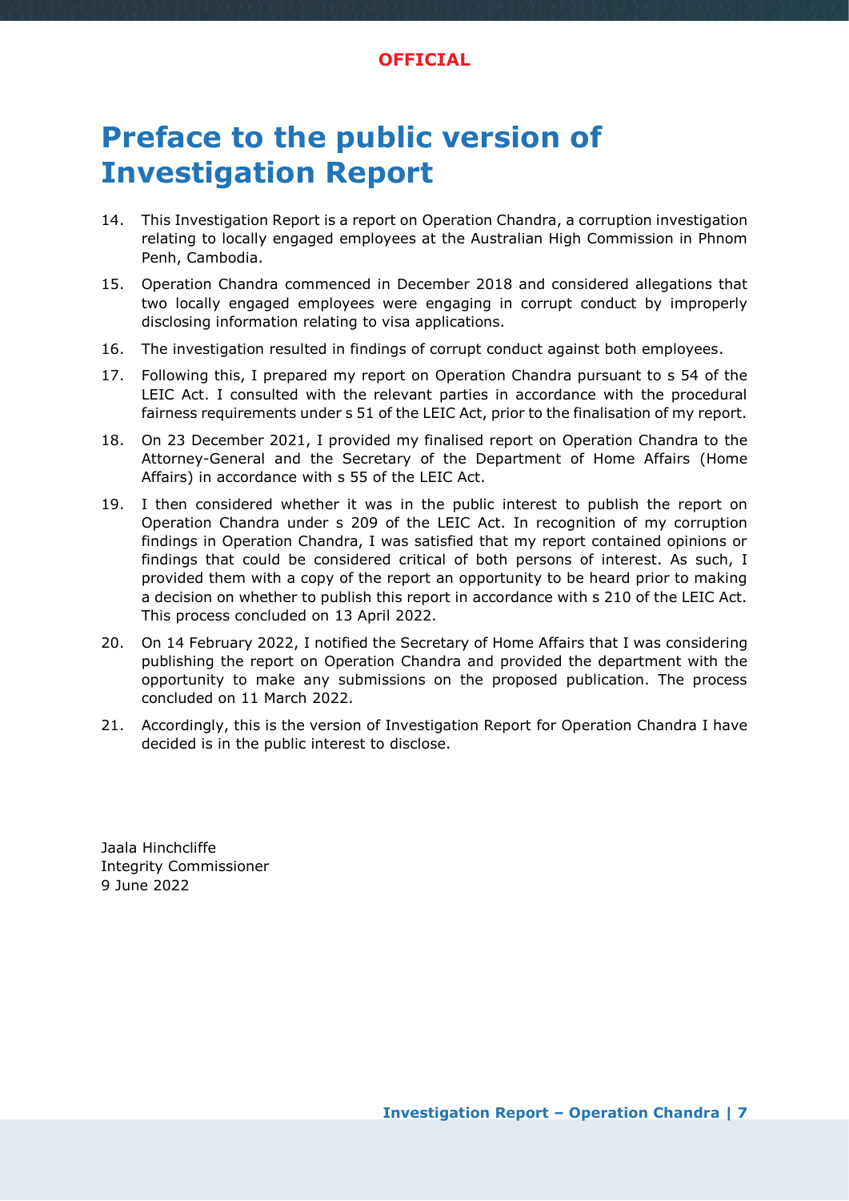# Preface to the public version of Investigation Report

14. This Investigation Report is a report on Operation Chandra, a corruption investigation relating to locally engaged employees at the Australian High Commission in Phnom Penh, Cambodia.
15. Operation Chandra commenced in December 2018 and considered allegations that two locally engaged employees were engaging in corrupt conduct by improperly disclosing information relating to visa applications.
16. The investigation resulted in findings of corrupt conduct against both employees.
17. Following this, I prepared my report on Operation Chandra pursuant to s 54 of the LEIC Act. I consulted with the relevant parties in accordance with the procedural fairness requirements under s 51 of the LEIC Act, prior to the finalisation of my report.
18. On 23 December 2021, I provided my finalised report on Operation Chandra to the Attorney-General and the Secretary of the Department of Home Affairs (Home Affairs) in accordance with s 55 of the LEIC Act.
19. I then considered whether it was in the public interest to publish the report on Operation Chandra under s 209 of the LEIC Act. In recognition of my corruption findings in Operation Chandra, I was satisfied that my report contained opinions or findings that could be considered critical of both persons of interest. As such, I provided them with a copy of the report an opportunity to be heard prior to making a decision on whether to publish this report in accordance with s 210 of the LEIC Act. This process concluded on 13 April 2022.
20. On 14 February 2022, I notified the Secretary of Home Affairs that I was considering publishing the report on Operation Chandra and provided the department with the opportunity to make any submissions on the proposed publication. The process concluded on 11 March 2022.
21. Accordingly, this is the version of Investigation Report for Operation Chandra I have decided is in the public interest to disclose.

Jaala Hinchcliffe
Integrity Commissioner
9 June 2022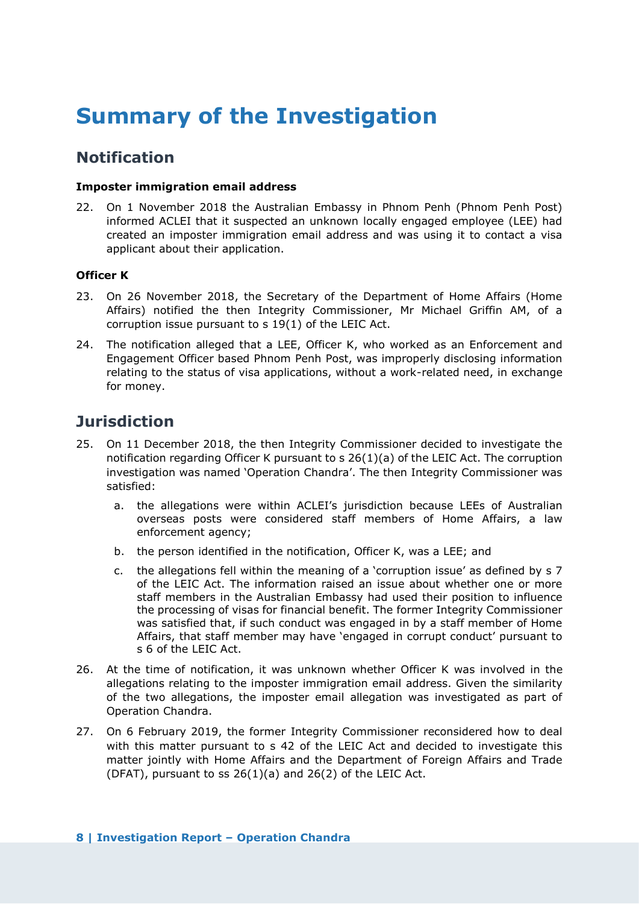# Summary of the Investigation

## Notification

**Imposter immigration email address**

22. On 1 November 2018 the Australian Embassy in Phnom Penh (Phnom Penh Post) informed ACLEI that it suspected an unknown locally engaged employee (LEE) had created an imposter immigration email address and was using it to contact a visa applicant about their application.

**Officer K**

23. On 26 November 2018, the Secretary of the Department of Home Affairs (Home Affairs) notified the then Integrity Commissioner, Mr Michael Griffin AM, of a corruption issue pursuant to s 19(1) of the LEIC Act.

24. The notification alleged that a LEE, Officer K, who worked as an Enforcement and Engagement Officer based Phnom Penh Post, was improperly disclosing information relating to the status of visa applications, without a work-related need, in exchange for money.

## Jurisdiction

25. On 11 December 2018, the then Integrity Commissioner decided to investigate the notification regarding Officer K pursuant to s 26(1)(a) of the LEIC Act. The corruption investigation was named 'Operation Chandra'. The then Integrity Commissioner was satisfied:

    a. the allegations were within ACLEI's jurisdiction because LEEs of Australian overseas posts were considered staff members of Home Affairs, a law enforcement agency;

    b. the person identified in the notification, Officer K, was a LEE; and

    c. the allegations fell within the meaning of a 'corruption issue' as defined by s 7 of the LEIC Act. The information raised an issue about whether one or more staff members in the Australian Embassy had used their position to influence the processing of visas for financial benefit. The former Integrity Commissioner was satisfied that, if such conduct was engaged in by a staff member of Home Affairs, that staff member may have 'engaged in corrupt conduct' pursuant to s 6 of the LEIC Act.

26. At the time of notification, it was unknown whether Officer K was involved in the allegations relating to the imposter immigration email address. Given the similarity of the two allegations, the imposter email allegation was investigated as part of Operation Chandra.

27. On 6 February 2019, the former Integrity Commissioner reconsidered how to deal with this matter pursuant to s 42 of the LEIC Act and decided to investigate this matter jointly with Home Affairs and the Department of Foreign Affairs and Trade (DFAT), pursuant to ss 26(1)(a) and 26(2) of the LEIC Act.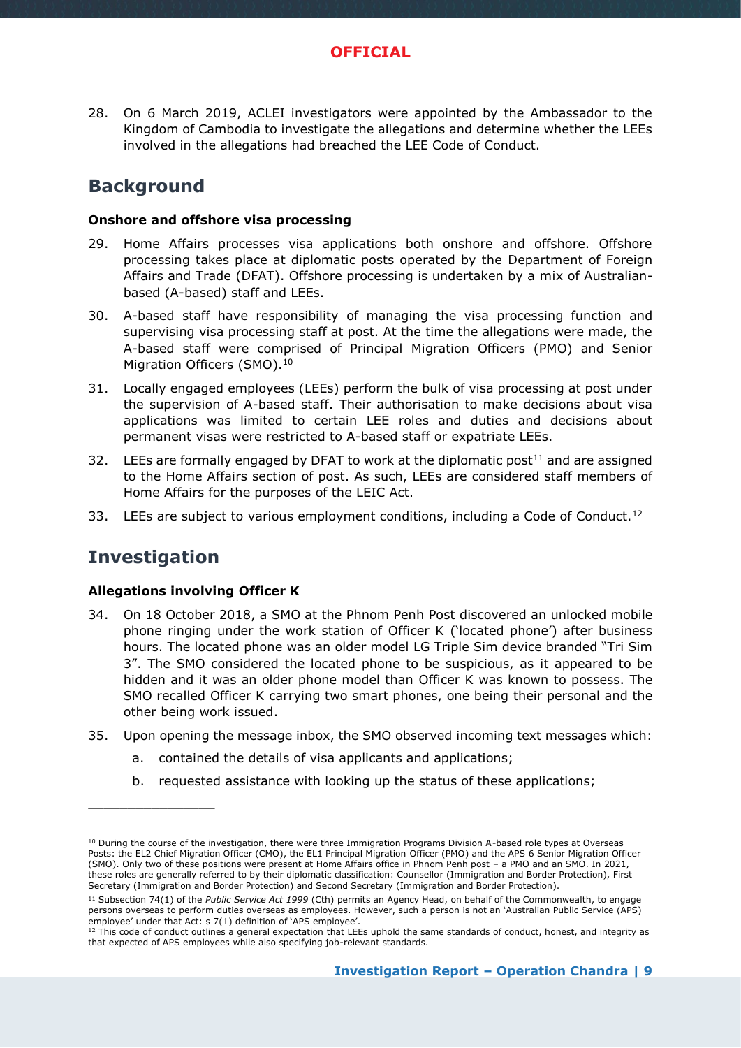28. On 6 March 2019, ACLEI investigators were appointed by the Ambassador to the Kingdom of Cambodia to investigate the allegations and determine whether the LEEs involved in the allegations had breached the LEE Code of Conduct.

## Background

**Onshore and offshore visa processing**

29. Home Affairs processes visa applications both onshore and offshore. Offshore processing takes place at diplomatic posts operated by the Department of Foreign Affairs and Trade (DFAT). Offshore processing is undertaken by a mix of Australian-based (A-based) staff and LEEs.

30. A-based staff have responsibility of managing the visa processing function and supervising visa processing staff at post. At the time the allegations were made, the A-based staff were comprised of Principal Migration Officers (PMO) and Senior Migration Officers (SMO).[10]

31. Locally engaged employees (LEEs) perform the bulk of visa processing at post under the supervision of A-based staff. Their authorisation to make decisions about visa applications was limited to certain LEE roles and duties and decisions about permanent visas were restricted to A-based staff or expatriate LEEs.

32. LEEs are formally engaged by DFAT to work at the diplomatic post[11] and are assigned to the Home Affairs section of post. As such, LEEs are considered staff members of Home Affairs for the purposes of the LEIC Act.

33. LEEs are subject to various employment conditions, including a Code of Conduct.[12]

## Investigation

**Allegations involving Officer K**

34. On 18 October 2018, a SMO at the Phnom Penh Post discovered an unlocked mobile phone ringing under the work station of Officer K ('located phone') after business hours. The located phone was an older model LG Triple Sim device branded "Tri Sim 3". The SMO considered the located phone to be suspicious, as it appeared to be hidden and it was an older phone model than Officer K was known to possess. The SMO recalled Officer K carrying two smart phones, one being their personal and the other being work issued.

35. Upon opening the message inbox, the SMO observed incoming text messages which:
    a. contained the details of visa applicants and applications;
    b. requested assistance with looking up the status of these applications;

---

[10] During the course of the investigation, there were three Immigration Programs Division A-based role types at Overseas Posts: the EL2 Chief Migration Officer (CMO), the EL1 Principal Migration Officer (PMO) and the APS 6 Senior Migration Officer (SMO). Only two of these positions were present at Home Affairs office in Phnom Penh post – a PMO and an SMO. In 2021, these roles are generally referred to by their diplomatic classification: Counsellor (Immigration and Border Protection), First Secretary (Immigration and Border Protection) and Second Secretary (Immigration and Border Protection).

[11] Subsection 74(1) of the *Public Service Act 1999* (Cth) permits an Agency Head, on behalf of the Commonwealth, to engage persons overseas to perform duties overseas as employees. However, such a person is not an 'Australian Public Service (APS) employee' under that Act: s 7(1) definition of 'APS employee'.

[12] This code of conduct outlines a general expectation that LEEs uphold the same standards of conduct, honest, and integrity as that expected of APS employees while also specifying job-relevant standards.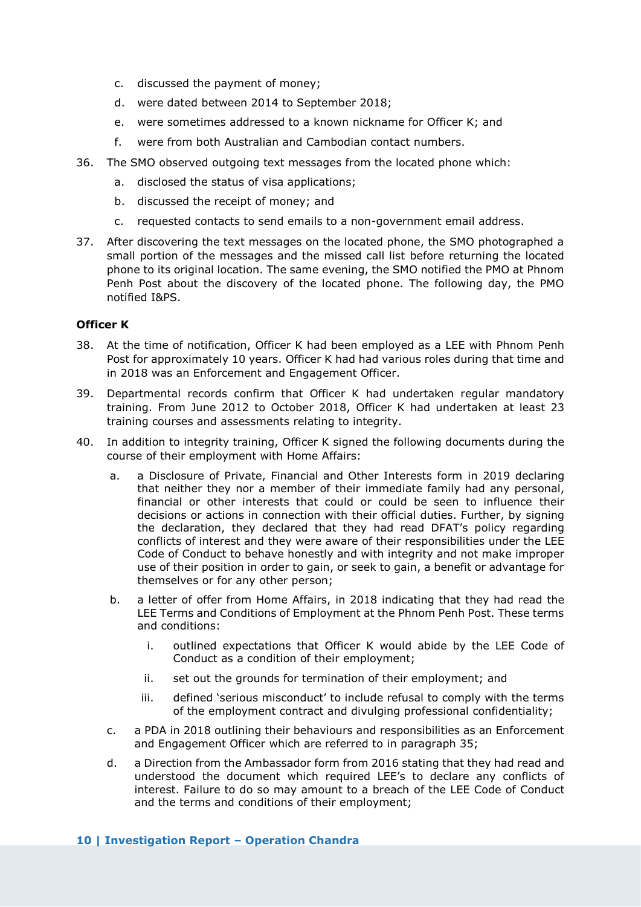c. discussed the payment of money;

d. were dated between 2014 to September 2018;

e. were sometimes addressed to a known nickname for Officer K; and

f. were from both Australian and Cambodian contact numbers.

36. The SMO observed outgoing text messages from the located phone which:

    a. disclosed the status of visa applications;

    b. discussed the receipt of money; and

    c. requested contacts to send emails to a non-government email address.

37. After discovering the text messages on the located phone, the SMO photographed a small portion of the messages and the missed call list before returning the located phone to its original location. The same evening, the SMO notified the PMO at Phnom Penh Post about the discovery of the located phone. The following day, the PMO notified I&PS.

**Officer K**

38. At the time of notification, Officer K had been employed as a LEE with Phnom Penh Post for approximately 10 years. Officer K had had various roles during that time and in 2018 was an Enforcement and Engagement Officer.

39. Departmental records confirm that Officer K had undertaken regular mandatory training. From June 2012 to October 2018, Officer K had undertaken at least 23 training courses and assessments relating to integrity.

40. In addition to integrity training, Officer K signed the following documents during the course of their employment with Home Affairs:

    a. a Disclosure of Private, Financial and Other Interests form in 2019 declaring that neither they nor a member of their immediate family had any personal, financial or other interests that could or could be seen to influence their decisions or actions in connection with their official duties. Further, by signing the declaration, they declared that they had read DFAT's policy regarding conflicts of interest and they were aware of their responsibilities under the LEE Code of Conduct to behave honestly and with integrity and not make improper use of their position in order to gain, or seek to gain, a benefit or advantage for themselves or for any other person;

    b. a letter of offer from Home Affairs, in 2018 indicating that they had read the LEE Terms and Conditions of Employment at the Phnom Penh Post. These terms and conditions:

        i. outlined expectations that Officer K would abide by the LEE Code of Conduct as a condition of their employment;

        ii. set out the grounds for termination of their employment; and

        iii. defined 'serious misconduct' to include refusal to comply with the terms of the employment contract and divulging professional confidentiality;

    c. a PDA in 2018 outlining their behaviours and responsibilities as an Enforcement and Engagement Officer which are referred to in paragraph 35;

    d. a Direction from the Ambassador form from 2016 stating that they had read and understood the document which required LEE's to declare any conflicts of interest. Failure to do so may amount to a breach of the LEE Code of Conduct and the terms and conditions of their employment;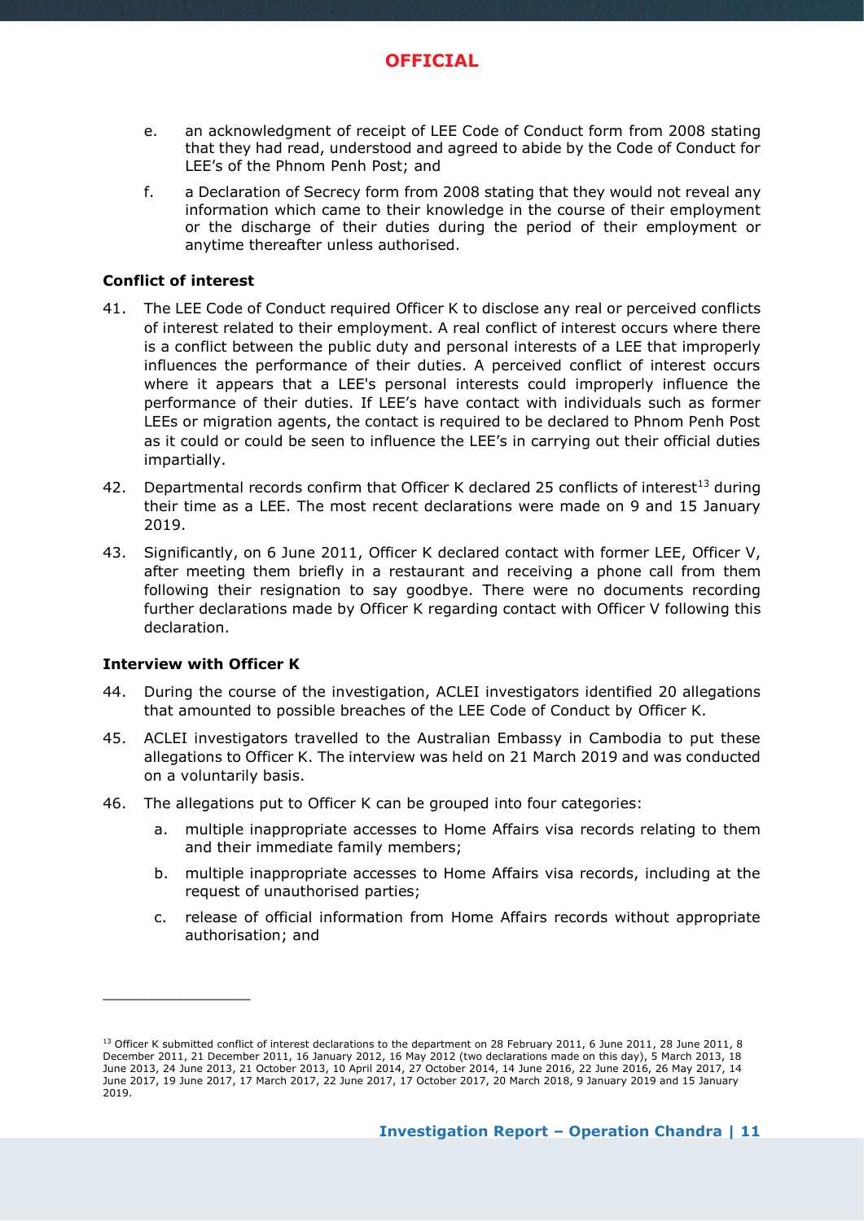e. an acknowledgment of receipt of LEE Code of Conduct form from 2008 stating that they had read, understood and agreed to abide by the Code of Conduct for LEE's of the Phnom Penh Post; and

f. a Declaration of Secrecy form from 2008 stating that they would not reveal any information which came to their knowledge in the course of their employment or the discharge of their duties during the period of their employment or anytime thereafter unless authorised.

**Conflict of interest**

41. The LEE Code of Conduct required Officer K to disclose any real or perceived conflicts of interest related to their employment. A real conflict of interest occurs where there is a conflict between the public duty and personal interests of a LEE that improperly influences the performance of their duties. A perceived conflict of interest occurs where it appears that a LEE's personal interests could improperly influence the performance of their duties. If LEE's have contact with individuals such as former LEEs or migration agents, the contact is required to be declared to Phnom Penh Post as it could or could be seen to influence the LEE's in carrying out their official duties impartially.

42. Departmental records confirm that Officer K declared 25 conflicts of interest[13] during their time as a LEE. The most recent declarations were made on 9 and 15 January 2019.

43. Significantly, on 6 June 2011, Officer K declared contact with former LEE, Officer V, after meeting them briefly in a restaurant and receiving a phone call from them following their resignation to say goodbye. There were no documents recording further declarations made by Officer K regarding contact with Officer V following this declaration.

**Interview with Officer K**

44. During the course of the investigation, ACLEI investigators identified 20 allegations that amounted to possible breaches of the LEE Code of Conduct by Officer K.

45. ACLEI investigators travelled to the Australian Embassy in Cambodia to put these allegations to Officer K. The interview was held on 21 March 2019 and was conducted on a voluntarily basis.

46. The allegations put to Officer K can be grouped into four categories:

   a. multiple inappropriate accesses to Home Affairs visa records relating to them and their immediate family members;

   b. multiple inappropriate accesses to Home Affairs visa records, including at the request of unauthorised parties;

   c. release of official information from Home Affairs records without appropriate authorisation; and

---

[13] Officer K submitted conflict of interest declarations to the department on 28 February 2011, 6 June 2011, 28 June 2011, 8 December 2011, 21 December 2011, 16 January 2012, 16 May 2012 (two declarations made on this day), 5 March 2013, 18 June 2013, 24 June 2013, 21 October 2013, 10 April 2014, 27 October 2014, 14 June 2016, 22 June 2016, 26 May 2017, 14 June 2017, 19 June 2017, 17 March 2017, 22 June 2017, 17 October 2017, 20 March 2018, 9 January 2019 and 15 January 2019.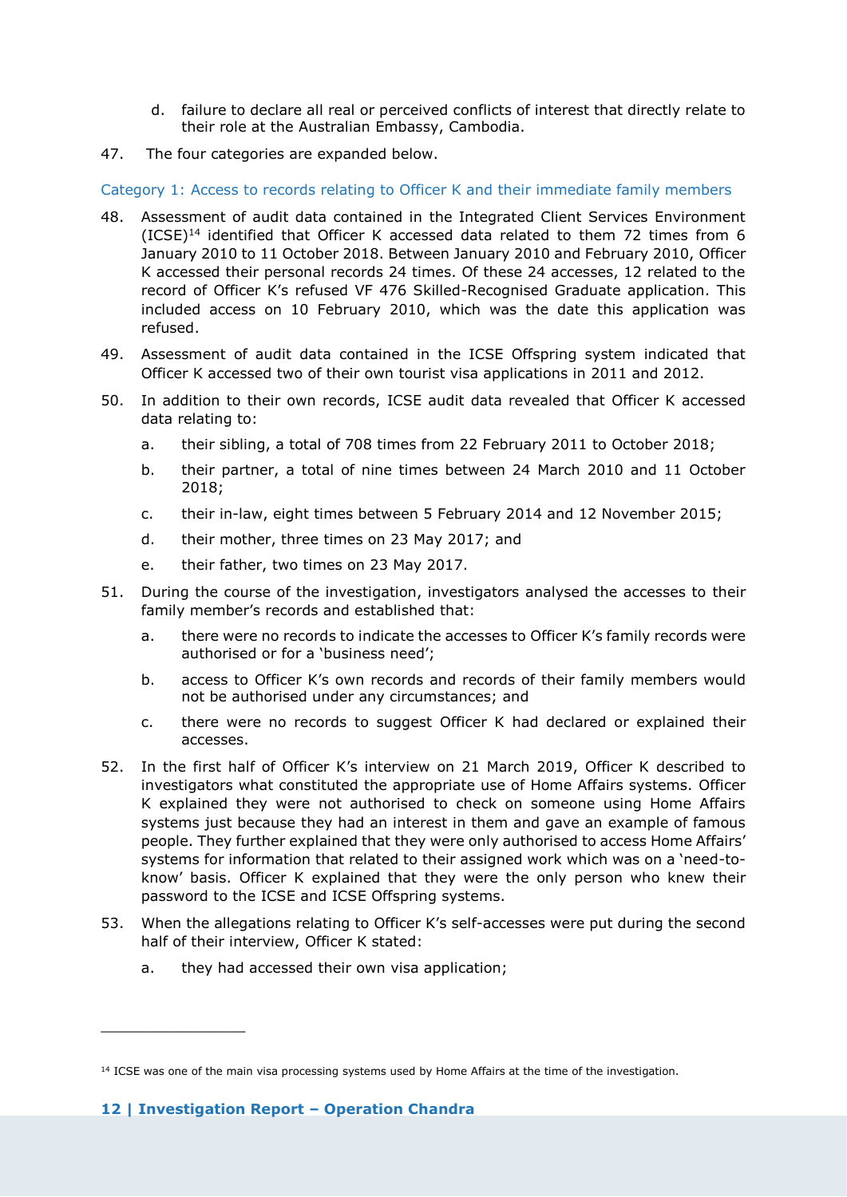d. failure to declare all real or perceived conflicts of interest that directly relate to their role at the Australian Embassy, Cambodia.

47. The four categories are expanded below.

### Category 1: Access to records relating to Officer K and their immediate family members

48. Assessment of audit data contained in the Integrated Client Services Environment (ICSE)[14] identified that Officer K accessed data related to them 72 times from 6 January 2010 to 11 October 2018. Between January 2010 and February 2010, Officer K accessed their personal records 24 times. Of these 24 accesses, 12 related to the record of Officer K's refused VF 476 Skilled-Recognised Graduate application. This included access on 10 February 2010, which was the date this application was refused.

49. Assessment of audit data contained in the ICSE Offspring system indicated that Officer K accessed two of their own tourist visa applications in 2011 and 2012.

50. In addition to their own records, ICSE audit data revealed that Officer K accessed data relating to:

    a. their sibling, a total of 708 times from 22 February 2011 to October 2018;

    b. their partner, a total of nine times between 24 March 2010 and 11 October 2018;

    c. their in-law, eight times between 5 February 2014 and 12 November 2015;

    d. their mother, three times on 23 May 2017; and

    e. their father, two times on 23 May 2017.

51. During the course of the investigation, investigators analysed the accesses to their family member's records and established that:

    a. there were no records to indicate the accesses to Officer K's family records were authorised or for a 'business need';

    b. access to Officer K's own records and records of their family members would not be authorised under any circumstances; and

    c. there were no records to suggest Officer K had declared or explained their accesses.

52. In the first half of Officer K's interview on 21 March 2019, Officer K described to investigators what constituted the appropriate use of Home Affairs systems. Officer K explained they were not authorised to check on someone using Home Affairs systems just because they had an interest in them and gave an example of famous people. They further explained that they were only authorised to access Home Affairs' systems for information that related to their assigned work which was on a 'need-to-know' basis. Officer K explained that they were the only person who knew their password to the ICSE and ICSE Offspring systems.

53. When the allegations relating to Officer K's self-accesses were put during the second half of their interview, Officer K stated:

    a. they had accessed their own visa application;

---

[14] ICSE was one of the main visa processing systems used by Home Affairs at the time of the investigation.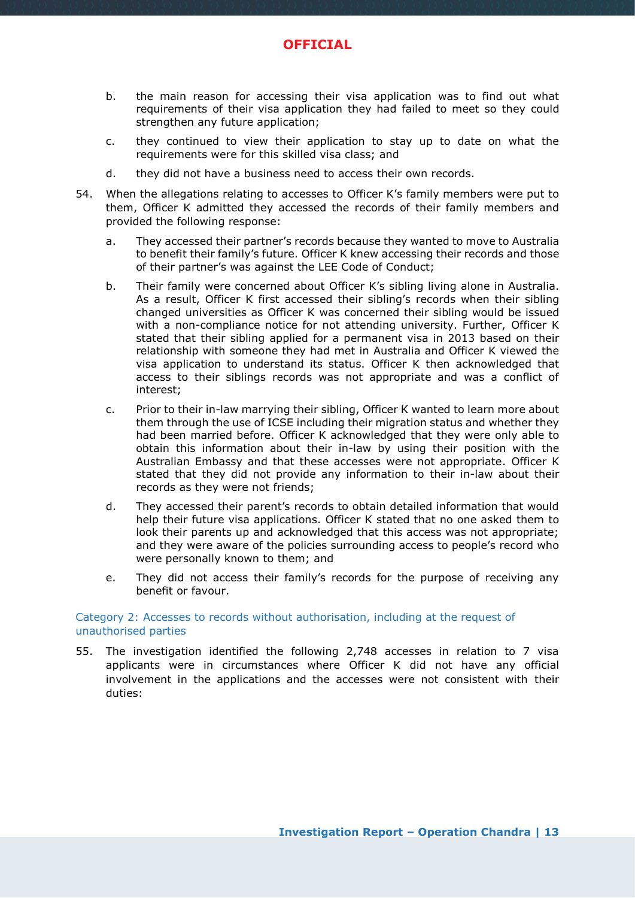b. the main reason for accessing their visa application was to find out what requirements of their visa application they had failed to meet so they could strengthen any future application;

c. they continued to view their application to stay up to date on what the requirements were for this skilled visa class; and

d. they did not have a business need to access their own records.

54. When the allegations relating to accesses to Officer K's family members were put to them, Officer K admitted they accessed the records of their family members and provided the following response:

   a. They accessed their partner's records because they wanted to move to Australia to benefit their family's future. Officer K knew accessing their records and those of their partner's was against the LEE Code of Conduct;

   b. Their family were concerned about Officer K's sibling living alone in Australia. As a result, Officer K first accessed their sibling's records when their sibling changed universities as Officer K was concerned their sibling would be issued with a non-compliance notice for not attending university. Further, Officer K stated that their sibling applied for a permanent visa in 2013 based on their relationship with someone they had met in Australia and Officer K viewed the visa application to understand its status. Officer K then acknowledged that access to their siblings records was not appropriate and was a conflict of interest;

   c. Prior to their in-law marrying their sibling, Officer K wanted to learn more about them through the use of ICSE including their migration status and whether they had been married before. Officer K acknowledged that they were only able to obtain this information about their in-law by using their position with the Australian Embassy and that these accesses were not appropriate. Officer K stated that they did not provide any information to their in-law about their records as they were not friends;

   d. They accessed their parent's records to obtain detailed information that would help their future visa applications. Officer K stated that no one asked them to look their parents up and acknowledged that this access was not appropriate; and they were aware of the policies surrounding access to people's record who were personally known to them; and

   e. They did not access their family's records for the purpose of receiving any benefit or favour.

### Category 2: Accesses to records without authorisation, including at the request of unauthorised parties

55. The investigation identified the following 2,748 accesses in relation to 7 visa applicants were in circumstances where Officer K did not have any official involvement in the applications and the accesses were not consistent with their duties: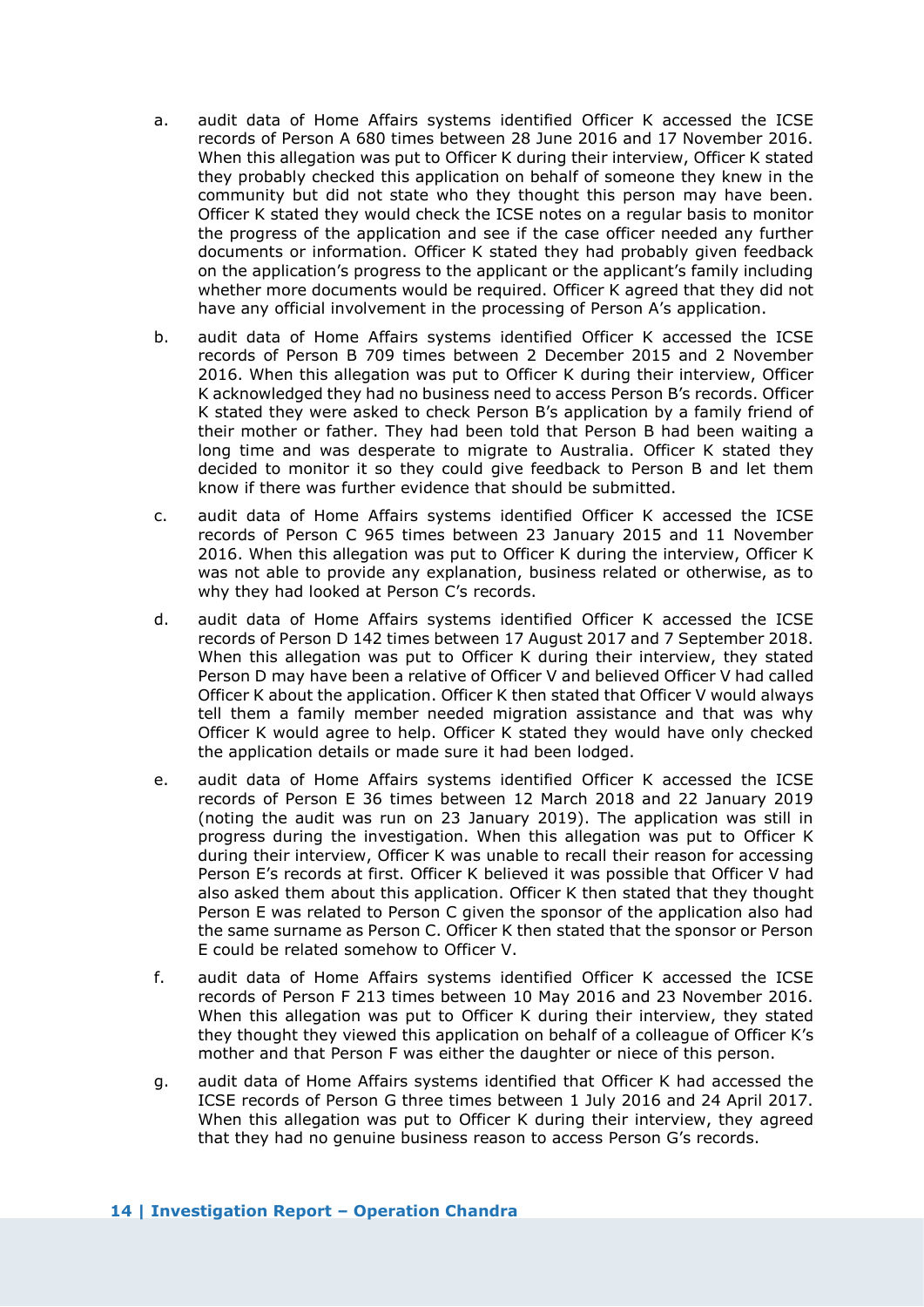a. audit data of Home Affairs systems identified Officer K accessed the ICSE records of Person A 680 times between 28 June 2016 and 17 November 2016. When this allegation was put to Officer K during their interview, Officer K stated they probably checked this application on behalf of someone they knew in the community but did not state who they thought this person may have been. Officer K stated they would check the ICSE notes on a regular basis to monitor the progress of the application and see if the case officer needed any further documents or information. Officer K stated they had probably given feedback on the application's progress to the applicant or the applicant's family including whether more documents would be required. Officer K agreed that they did not have any official involvement in the processing of Person A's application.

b. audit data of Home Affairs systems identified Officer K accessed the ICSE records of Person B 709 times between 2 December 2015 and 2 November 2016. When this allegation was put to Officer K during their interview, Officer K acknowledged they had no business need to access Person B's records. Officer K stated they were asked to check Person B's application by a family friend of their mother or father. They had been told that Person B had been waiting a long time and was desperate to migrate to Australia. Officer K stated they decided to monitor it so they could give feedback to Person B and let them know if there was further evidence that should be submitted.

c. audit data of Home Affairs systems identified Officer K accessed the ICSE records of Person C 965 times between 23 January 2015 and 11 November 2016. When this allegation was put to Officer K during the interview, Officer K was not able to provide any explanation, business related or otherwise, as to why they had looked at Person C's records.

d. audit data of Home Affairs systems identified Officer K accessed the ICSE records of Person D 142 times between 17 August 2017 and 7 September 2018. When this allegation was put to Officer K during their interview, they stated Person D may have been a relative of Officer V and believed Officer V had called Officer K about the application. Officer K then stated that Officer V would always tell them a family member needed migration assistance and that was why Officer K would agree to help. Officer K stated they would have only checked the application details or made sure it had been lodged.

e. audit data of Home Affairs systems identified Officer K accessed the ICSE records of Person E 36 times between 12 March 2018 and 22 January 2019 (noting the audit was run on 23 January 2019). The application was still in progress during the investigation. When this allegation was put to Officer K during their interview, Officer K was unable to recall their reason for accessing Person E's records at first. Officer K believed it was possible that Officer V had also asked them about this application. Officer K then stated that they thought Person E was related to Person C given the sponsor of the application also had the same surname as Person C. Officer K then stated that the sponsor or Person E could be related somehow to Officer V.

f. audit data of Home Affairs systems identified Officer K accessed the ICSE records of Person F 213 times between 10 May 2016 and 23 November 2016. When this allegation was put to Officer K during their interview, they stated they thought they viewed this application on behalf of a colleague of Officer K's mother and that Person F was either the daughter or niece of this person.

g. audit data of Home Affairs systems identified that Officer K had accessed the ICSE records of Person G three times between 1 July 2016 and 24 April 2017. When this allegation was put to Officer K during their interview, they agreed that they had no genuine business reason to access Person G's records.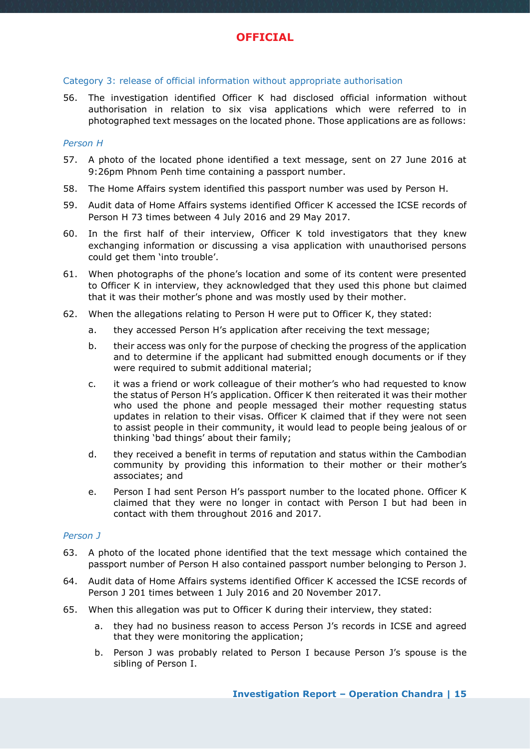### Category 3: release of official information without appropriate authorisation

56. The investigation identified Officer K had disclosed official information without authorisation in relation to six visa applications which were referred to in photographed text messages on the located phone. Those applications are as follows:

#### *Person H*

57. A photo of the located phone identified a text message, sent on 27 June 2016 at 9:26pm Phnom Penh time containing a passport number.
58. The Home Affairs system identified this passport number was used by Person H.
59. Audit data of Home Affairs systems identified Officer K accessed the ICSE records of Person H 73 times between 4 July 2016 and 29 May 2017.
60. In the first half of their interview, Officer K told investigators that they knew exchanging information or discussing a visa application with unauthorised persons could get them 'into trouble'.
61. When photographs of the phone's location and some of its content were presented to Officer K in interview, they acknowledged that they used this phone but claimed that it was their mother's phone and was mostly used by their mother.
62. When the allegations relating to Person H were put to Officer K, they stated:
    a. they accessed Person H's application after receiving the text message;
    b. their access was only for the purpose of checking the progress of the application and to determine if the applicant had submitted enough documents or if they were required to submit additional material;
    c. it was a friend or work colleague of their mother's who had requested to know the status of Person H's application. Officer K then reiterated it was their mother who used the phone and people messaged their mother requesting status updates in relation to their visas. Officer K claimed that if they were not seen to assist people in their community, it would lead to people being jealous of or thinking 'bad things' about their family;
    d. they received a benefit in terms of reputation and status within the Cambodian community by providing this information to their mother or their mother's associates; and
    e. Person I had sent Person H's passport number to the located phone. Officer K claimed that they were no longer in contact with Person I but had been in contact with them throughout 2016 and 2017.

#### *Person J*

63. A photo of the located phone identified that the text message which contained the passport number of Person H also contained passport number belonging to Person J.
64. Audit data of Home Affairs systems identified Officer K accessed the ICSE records of Person J 201 times between 1 July 2016 and 20 November 2017.
65. When this allegation was put to Officer K during their interview, they stated:
    a. they had no business reason to access Person J's records in ICSE and agreed that they were monitoring the application;
    b. Person J was probably related to Person I because Person J's spouse is the sibling of Person I.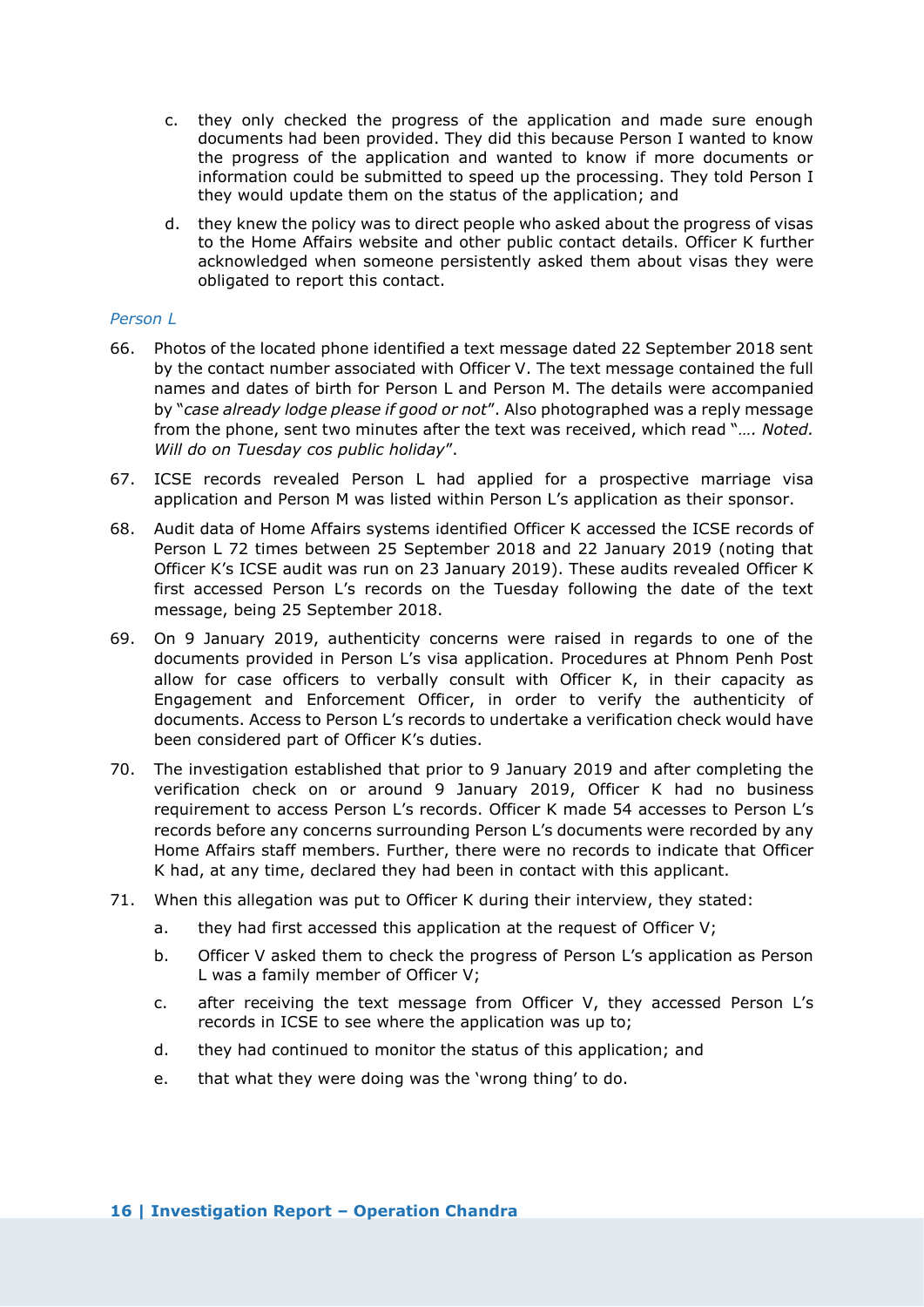c. they only checked the progress of the application and made sure enough documents had been provided. They did this because Person I wanted to know the progress of the application and wanted to know if more documents or information could be submitted to speed up the processing. They told Person I they would update them on the status of the application; and

d. they knew the policy was to direct people who asked about the progress of visas to the Home Affairs website and other public contact details. Officer K further acknowledged when someone persistently asked them about visas they were obligated to report this contact.

*Person L*

66. Photos of the located phone identified a text message dated 22 September 2018 sent by the contact number associated with Officer V. The text message contained the full names and dates of birth for Person L and Person M. The details were accompanied by "*case already lodge please if good or not*". Also photographed was a reply message from the phone, sent two minutes after the text was received, which read "*…. Noted. Will do on Tuesday cos public holiday*".

67. ICSE records revealed Person L had applied for a prospective marriage visa application and Person M was listed within Person L's application as their sponsor.

68. Audit data of Home Affairs systems identified Officer K accessed the ICSE records of Person L 72 times between 25 September 2018 and 22 January 2019 (noting that Officer K's ICSE audit was run on 23 January 2019). These audits revealed Officer K first accessed Person L's records on the Tuesday following the date of the text message, being 25 September 2018.

69. On 9 January 2019, authenticity concerns were raised in regards to one of the documents provided in Person L's visa application. Procedures at Phnom Penh Post allow for case officers to verbally consult with Officer K, in their capacity as Engagement and Enforcement Officer, in order to verify the authenticity of documents. Access to Person L's records to undertake a verification check would have been considered part of Officer K's duties.

70. The investigation established that prior to 9 January 2019 and after completing the verification check on or around 9 January 2019, Officer K had no business requirement to access Person L's records. Officer K made 54 accesses to Person L's records before any concerns surrounding Person L's documents were recorded by any Home Affairs staff members. Further, there were no records to indicate that Officer K had, at any time, declared they had been in contact with this applicant.

71. When this allegation was put to Officer K during their interview, they stated:

    a. they had first accessed this application at the request of Officer V;

    b. Officer V asked them to check the progress of Person L's application as Person L was a family member of Officer V;

    c. after receiving the text message from Officer V, they accessed Person L's records in ICSE to see where the application was up to;

    d. they had continued to monitor the status of this application; and

    e. that what they were doing was the 'wrong thing' to do.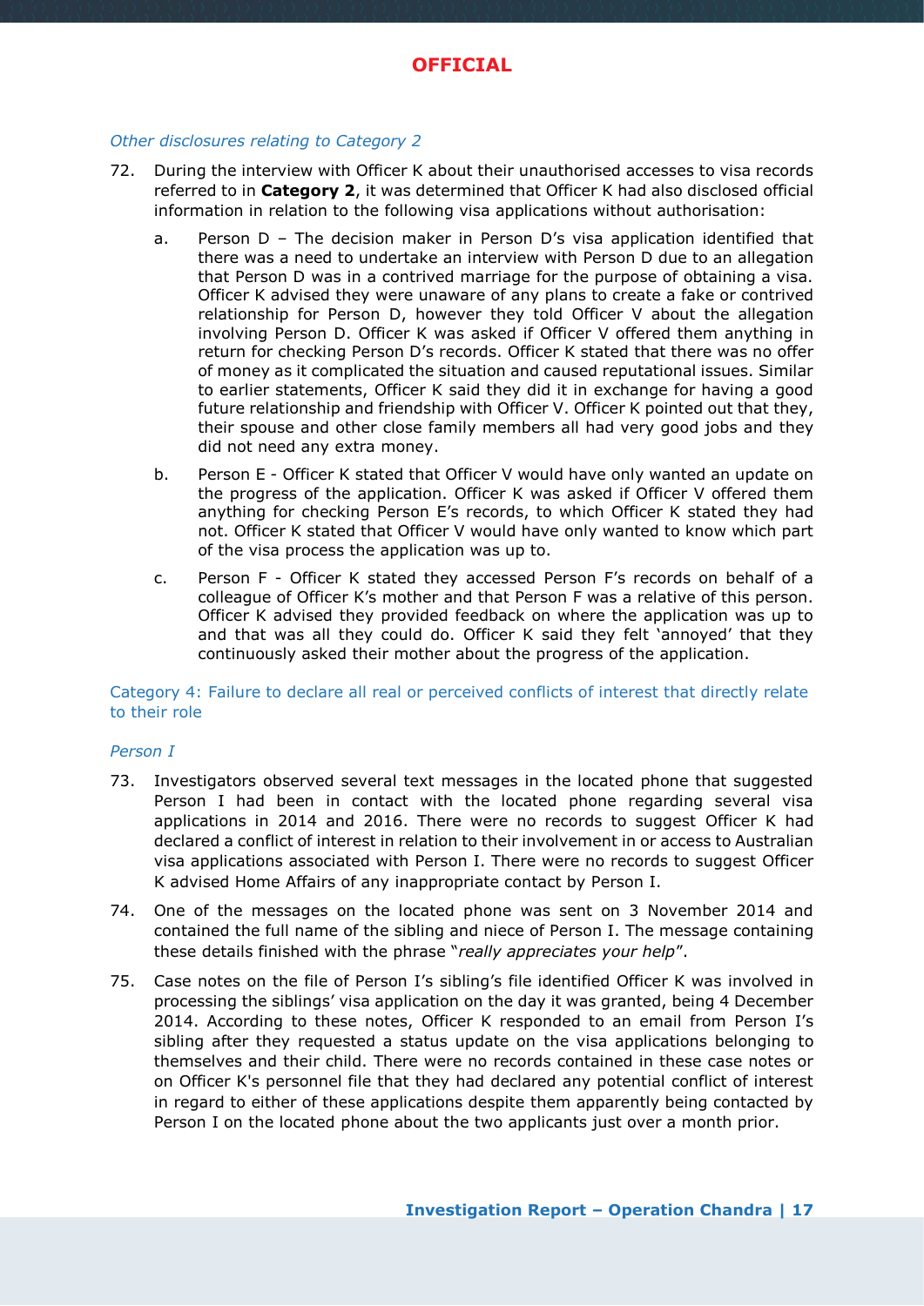*Other disclosures relating to Category 2*

72. During the interview with Officer K about their unauthorised accesses to visa records referred to in **Category 2**, it was determined that Officer K had also disclosed official information in relation to the following visa applications without authorisation:

    a. Person D – The decision maker in Person D's visa application identified that there was a need to undertake an interview with Person D due to an allegation that Person D was in a contrived marriage for the purpose of obtaining a visa. Officer K advised they were unaware of any plans to create a fake or contrived relationship for Person D, however they told Officer V about the allegation involving Person D. Officer K was asked if Officer V offered them anything in return for checking Person D's records. Officer K stated that there was no offer of money as it complicated the situation and caused reputational issues. Similar to earlier statements, Officer K said they did it in exchange for having a good future relationship and friendship with Officer V. Officer K pointed out that they, their spouse and other close family members all had very good jobs and they did not need any extra money.

    b. Person E - Officer K stated that Officer V would have only wanted an update on the progress of the application. Officer K was asked if Officer V offered them anything for checking Person E's records, to which Officer K stated they had not. Officer K stated that Officer V would have only wanted to know which part of the visa process the application was up to.

    c. Person F - Officer K stated they accessed Person F's records on behalf of a colleague of Officer K's mother and that Person F was a relative of this person. Officer K advised they provided feedback on where the application was up to and that was all they could do. Officer K said they felt 'annoyed' that they continuously asked their mother about the progress of the application.

## Category 4: Failure to declare all real or perceived conflicts of interest that directly relate to their role

*Person I*

73. Investigators observed several text messages in the located phone that suggested Person I had been in contact with the located phone regarding several visa applications in 2014 and 2016. There were no records to suggest Officer K had declared a conflict of interest in relation to their involvement in or access to Australian visa applications associated with Person I. There were no records to suggest Officer K advised Home Affairs of any inappropriate contact by Person I.

74. One of the messages on the located phone was sent on 3 November 2014 and contained the full name of the sibling and niece of Person I. The message containing these details finished with the phrase "*really appreciates your help*".

75. Case notes on the file of Person I's sibling's file identified Officer K was involved in processing the siblings' visa application on the day it was granted, being 4 December 2014. According to these notes, Officer K responded to an email from Person I's sibling after they requested a status update on the visa applications belonging to themselves and their child. There were no records contained in these case notes or on Officer K's personnel file that they had declared any potential conflict of interest in regard to either of these applications despite them apparently being contacted by Person I on the located phone about the two applicants just over a month prior.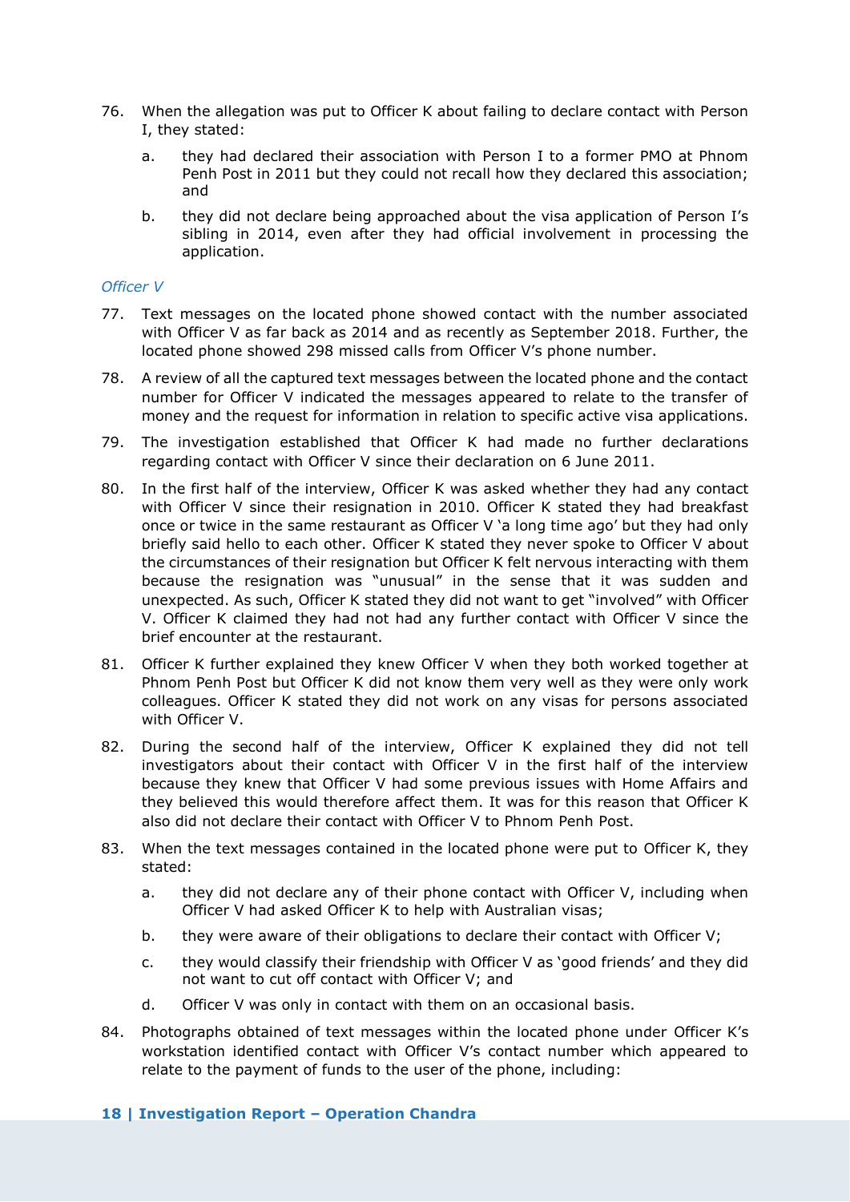76. When the allegation was put to Officer K about failing to declare contact with Person I, they stated:

    a. they had declared their association with Person I to a former PMO at Phnom Penh Post in 2011 but they could not recall how they declared this association; and

    b. they did not declare being approached about the visa application of Person I's sibling in 2014, even after they had official involvement in processing the application.

*Officer V*

77. Text messages on the located phone showed contact with the number associated with Officer V as far back as 2014 and as recently as September 2018. Further, the located phone showed 298 missed calls from Officer V's phone number.

78. A review of all the captured text messages between the located phone and the contact number for Officer V indicated the messages appeared to relate to the transfer of money and the request for information in relation to specific active visa applications.

79. The investigation established that Officer K had made no further declarations regarding contact with Officer V since their declaration on 6 June 2011.

80. In the first half of the interview, Officer K was asked whether they had any contact with Officer V since their resignation in 2010. Officer K stated they had breakfast once or twice in the same restaurant as Officer V 'a long time ago' but they had only briefly said hello to each other. Officer K stated they never spoke to Officer V about the circumstances of their resignation but Officer K felt nervous interacting with them because the resignation was "unusual" in the sense that it was sudden and unexpected. As such, Officer K stated they did not want to get "involved" with Officer V. Officer K claimed they had not had any further contact with Officer V since the brief encounter at the restaurant.

81. Officer K further explained they knew Officer V when they both worked together at Phnom Penh Post but Officer K did not know them very well as they were only work colleagues. Officer K stated they did not work on any visas for persons associated with Officer V.

82. During the second half of the interview, Officer K explained they did not tell investigators about their contact with Officer V in the first half of the interview because they knew that Officer V had some previous issues with Home Affairs and they believed this would therefore affect them. It was for this reason that Officer K also did not declare their contact with Officer V to Phnom Penh Post.

83. When the text messages contained in the located phone were put to Officer K, they stated:

    a. they did not declare any of their phone contact with Officer V, including when Officer V had asked Officer K to help with Australian visas;

    b. they were aware of their obligations to declare their contact with Officer V;

    c. they would classify their friendship with Officer V as 'good friends' and they did not want to cut off contact with Officer V; and

    d. Officer V was only in contact with them on an occasional basis.

84. Photographs obtained of text messages within the located phone under Officer K's workstation identified contact with Officer V's contact number which appeared to relate to the payment of funds to the user of the phone, including: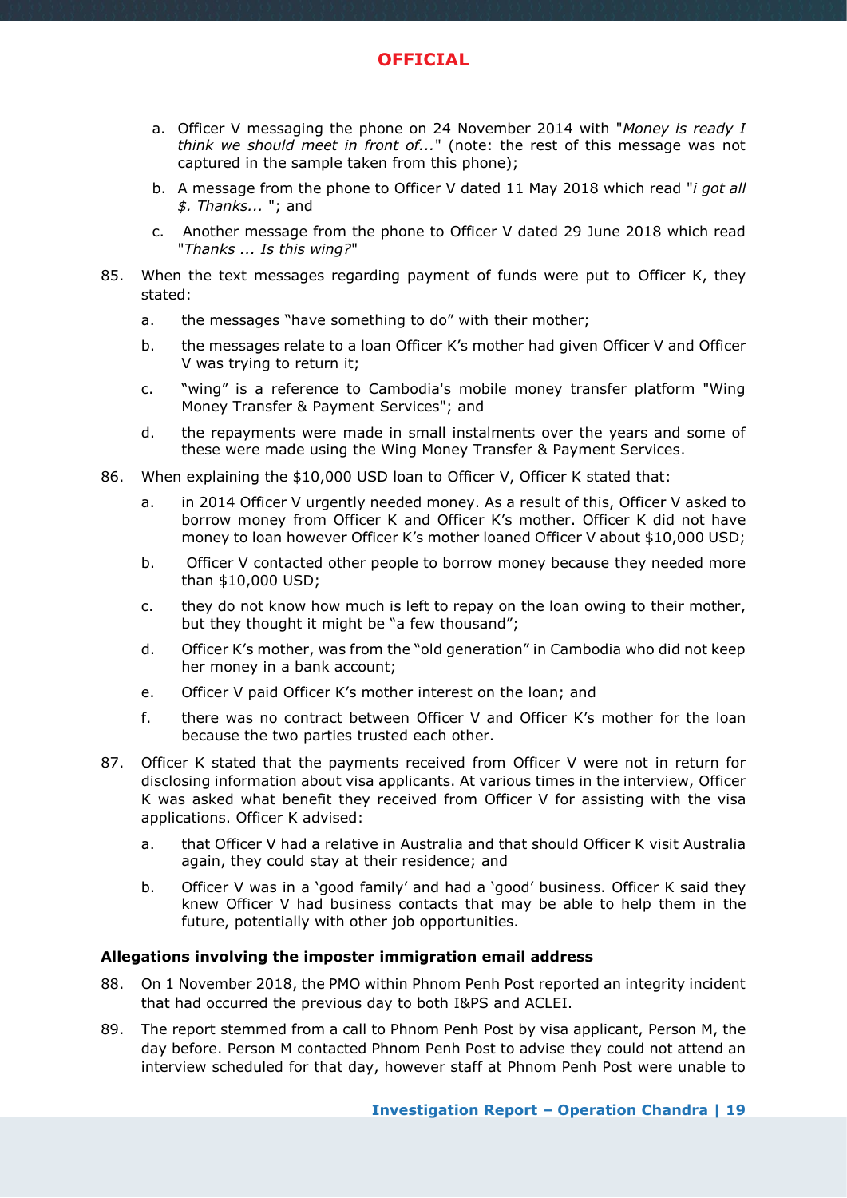a. Officer V messaging the phone on 24 November 2014 with "*Money is ready I think we should meet in front of...*" (note: the rest of this message was not captured in the sample taken from this phone);

b. A message from the phone to Officer V dated 11 May 2018 which read "*i got all $. Thanks...* "; and

c. Another message from the phone to Officer V dated 29 June 2018 which read "*Thanks ... Is this wing?*"

85. When the text messages regarding payment of funds were put to Officer K, they stated:

    a. the messages "have something to do" with their mother;

    b. the messages relate to a loan Officer K's mother had given Officer V and Officer V was trying to return it;

    c. "wing" is a reference to Cambodia's mobile money transfer platform "Wing Money Transfer & Payment Services"; and

    d. the repayments were made in small instalments over the years and some of these were made using the Wing Money Transfer & Payment Services.

86. When explaining the $10,000 USD loan to Officer V, Officer K stated that:

    a. in 2014 Officer V urgently needed money. As a result of this, Officer V asked to borrow money from Officer K and Officer K's mother. Officer K did not have money to loan however Officer K's mother loaned Officer V about $10,000 USD;

    b. Officer V contacted other people to borrow money because they needed more than $10,000 USD;

    c. they do not know how much is left to repay on the loan owing to their mother, but they thought it might be "a few thousand";

    d. Officer K's mother, was from the "old generation" in Cambodia who did not keep her money in a bank account;

    e. Officer V paid Officer K's mother interest on the loan; and

    f. there was no contract between Officer V and Officer K's mother for the loan because the two parties trusted each other.

87. Officer K stated that the payments received from Officer V were not in return for disclosing information about visa applicants. At various times in the interview, Officer K was asked what benefit they received from Officer V for assisting with the visa applications. Officer K advised:

    a. that Officer V had a relative in Australia and that should Officer K visit Australia again, they could stay at their residence; and

    b. Officer V was in a 'good family' and had a 'good' business. Officer K said they knew Officer V had business contacts that may be able to help them in the future, potentially with other job opportunities.

**Allegations involving the imposter immigration email address**

88. On 1 November 2018, the PMO within Phnom Penh Post reported an integrity incident that had occurred the previous day to both I&PS and ACLEI.

89. The report stemmed from a call to Phnom Penh Post by visa applicant, Person M, the day before. Person M contacted Phnom Penh Post to advise they could not attend an interview scheduled for that day, however staff at Phnom Penh Post were unable to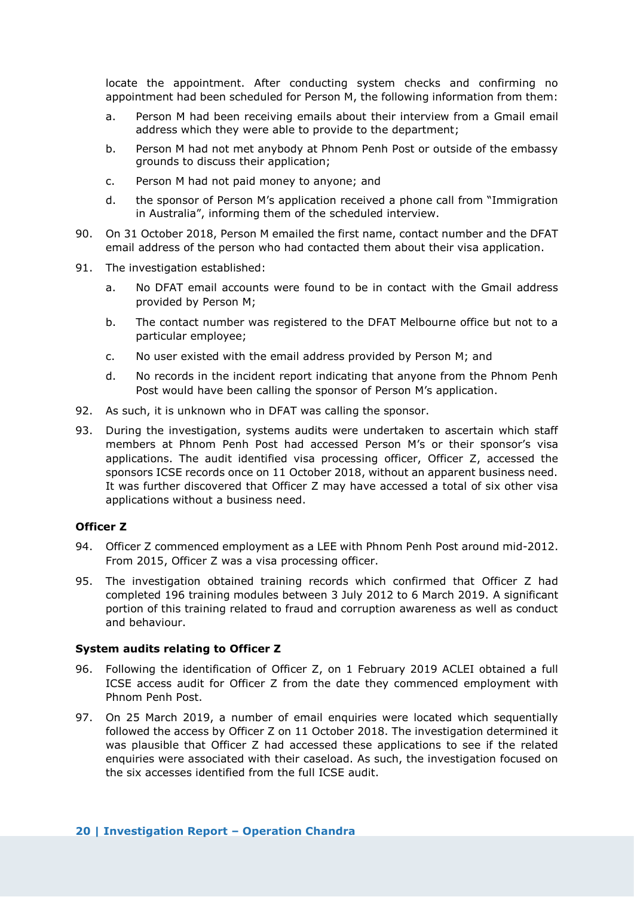locate the appointment. After conducting system checks and confirming no appointment had been scheduled for Person M, the following information from them:

a. Person M had been receiving emails about their interview from a Gmail email address which they were able to provide to the department;

b. Person M had not met anybody at Phnom Penh Post or outside of the embassy grounds to discuss their application;

c. Person M had not paid money to anyone; and

d. the sponsor of Person M's application received a phone call from "Immigration in Australia", informing them of the scheduled interview.

90. On 31 October 2018, Person M emailed the first name, contact number and the DFAT email address of the person who had contacted them about their visa application.

91. The investigation established:

a. No DFAT email accounts were found to be in contact with the Gmail address provided by Person M;

b. The contact number was registered to the DFAT Melbourne office but not to a particular employee;

c. No user existed with the email address provided by Person M; and

d. No records in the incident report indicating that anyone from the Phnom Penh Post would have been calling the sponsor of Person M's application.

92. As such, it is unknown who in DFAT was calling the sponsor.

93. During the investigation, systems audits were undertaken to ascertain which staff members at Phnom Penh Post had accessed Person M's or their sponsor's visa applications. The audit identified visa processing officer, Officer Z, accessed the sponsors ICSE records once on 11 October 2018, without an apparent business need. It was further discovered that Officer Z may have accessed a total of six other visa applications without a business need.

### Officer Z

94. Officer Z commenced employment as a LEE with Phnom Penh Post around mid-2012. From 2015, Officer Z was a visa processing officer.

95. The investigation obtained training records which confirmed that Officer Z had completed 196 training modules between 3 July 2012 to 6 March 2019. A significant portion of this training related to fraud and corruption awareness as well as conduct and behaviour.

### System audits relating to Officer Z

96. Following the identification of Officer Z, on 1 February 2019 ACLEI obtained a full ICSE access audit for Officer Z from the date they commenced employment with Phnom Penh Post.

97. On 25 March 2019, a number of email enquiries were located which sequentially followed the access by Officer Z on 11 October 2018. The investigation determined it was plausible that Officer Z had accessed these applications to see if the related enquiries were associated with their caseload. As such, the investigation focused on the six accesses identified from the full ICSE audit.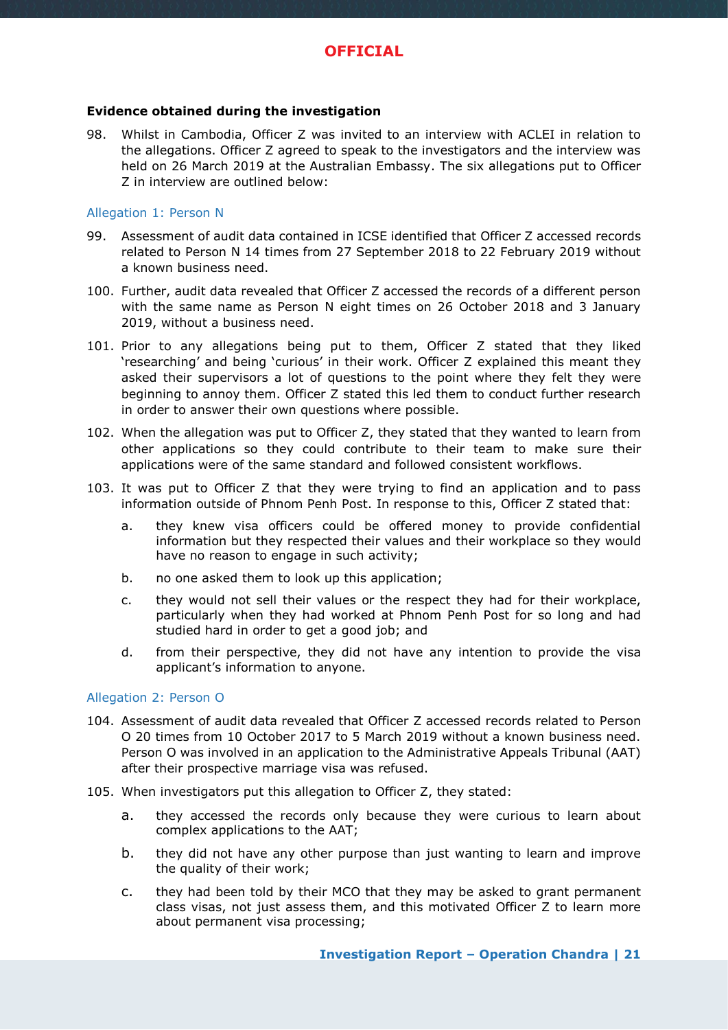**Evidence obtained during the investigation**

98. Whilst in Cambodia, Officer Z was invited to an interview with ACLEI in relation to the allegations. Officer Z agreed to speak to the investigators and the interview was held on 26 March 2019 at the Australian Embassy. The six allegations put to Officer Z in interview are outlined below:

### Allegation 1: Person N

99. Assessment of audit data contained in ICSE identified that Officer Z accessed records related to Person N 14 times from 27 September 2018 to 22 February 2019 without a known business need.

100. Further, audit data revealed that Officer Z accessed the records of a different person with the same name as Person N eight times on 26 October 2018 and 3 January 2019, without a business need.

101. Prior to any allegations being put to them, Officer Z stated that they liked 'researching' and being 'curious' in their work. Officer Z explained this meant they asked their supervisors a lot of questions to the point where they felt they were beginning to annoy them. Officer Z stated this led them to conduct further research in order to answer their own questions where possible.

102. When the allegation was put to Officer Z, they stated that they wanted to learn from other applications so they could contribute to their team to make sure their applications were of the same standard and followed consistent workflows.

103. It was put to Officer Z that they were trying to find an application and to pass information outside of Phnom Penh Post. In response to this, Officer Z stated that:

    a. they knew visa officers could be offered money to provide confidential information but they respected their values and their workplace so they would have no reason to engage in such activity;

    b. no one asked them to look up this application;

    c. they would not sell their values or the respect they had for their workplace, particularly when they had worked at Phnom Penh Post for so long and had studied hard in order to get a good job; and

    d. from their perspective, they did not have any intention to provide the visa applicant's information to anyone.

### Allegation 2: Person O

104. Assessment of audit data revealed that Officer Z accessed records related to Person O 20 times from 10 October 2017 to 5 March 2019 without a known business need. Person O was involved in an application to the Administrative Appeals Tribunal (AAT) after their prospective marriage visa was refused.

105. When investigators put this allegation to Officer Z, they stated:

    a. they accessed the records only because they were curious to learn about complex applications to the AAT;

    b. they did not have any other purpose than just wanting to learn and improve the quality of their work;

    c. they had been told by their MCO that they may be asked to grant permanent class visas, not just assess them, and this motivated Officer Z to learn more about permanent visa processing;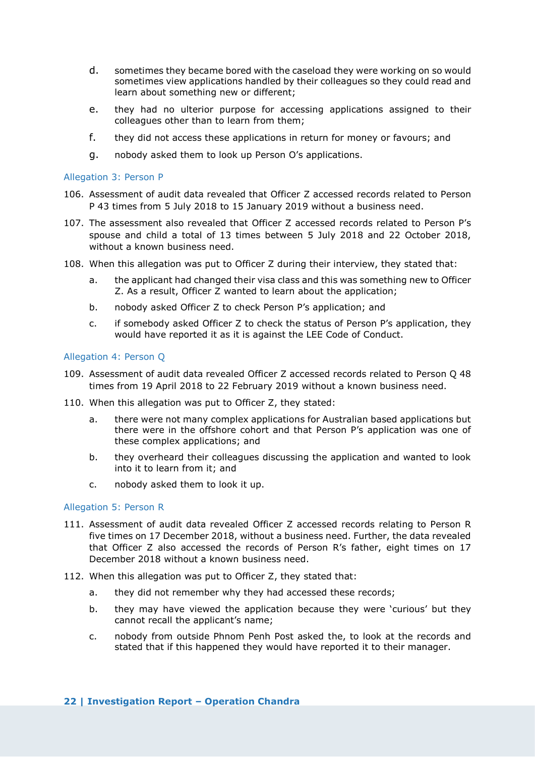d. sometimes they became bored with the caseload they were working on so would sometimes view applications handled by their colleagues so they could read and learn about something new or different;

e. they had no ulterior purpose for accessing applications assigned to their colleagues other than to learn from them;

f. they did not access these applications in return for money or favours; and

g. nobody asked them to look up Person O's applications.

### Allegation 3: Person P

106. Assessment of audit data revealed that Officer Z accessed records related to Person P 43 times from 5 July 2018 to 15 January 2019 without a business need.

107. The assessment also revealed that Officer Z accessed records related to Person P's spouse and child a total of 13 times between 5 July 2018 and 22 October 2018, without a known business need.

108. When this allegation was put to Officer Z during their interview, they stated that:

   a. the applicant had changed their visa class and this was something new to Officer Z. As a result, Officer Z wanted to learn about the application;

   b. nobody asked Officer Z to check Person P's application; and

   c. if somebody asked Officer Z to check the status of Person P's application, they would have reported it as it is against the LEE Code of Conduct.

### Allegation 4: Person Q

109. Assessment of audit data revealed Officer Z accessed records related to Person Q 48 times from 19 April 2018 to 22 February 2019 without a known business need.

110. When this allegation was put to Officer Z, they stated:

   a. there were not many complex applications for Australian based applications but there were in the offshore cohort and that Person P's application was one of these complex applications; and

   b. they overheard their colleagues discussing the application and wanted to look into it to learn from it; and

   c. nobody asked them to look it up.

### Allegation 5: Person R

111. Assessment of audit data revealed Officer Z accessed records relating to Person R five times on 17 December 2018, without a business need. Further, the data revealed that Officer Z also accessed the records of Person R's father, eight times on 17 December 2018 without a known business need.

112. When this allegation was put to Officer Z, they stated that:

   a. they did not remember why they had accessed these records;

   b. they may have viewed the application because they were 'curious' but they cannot recall the applicant's name;

   c. nobody from outside Phnom Penh Post asked the, to look at the records and stated that if this happened they would have reported it to their manager.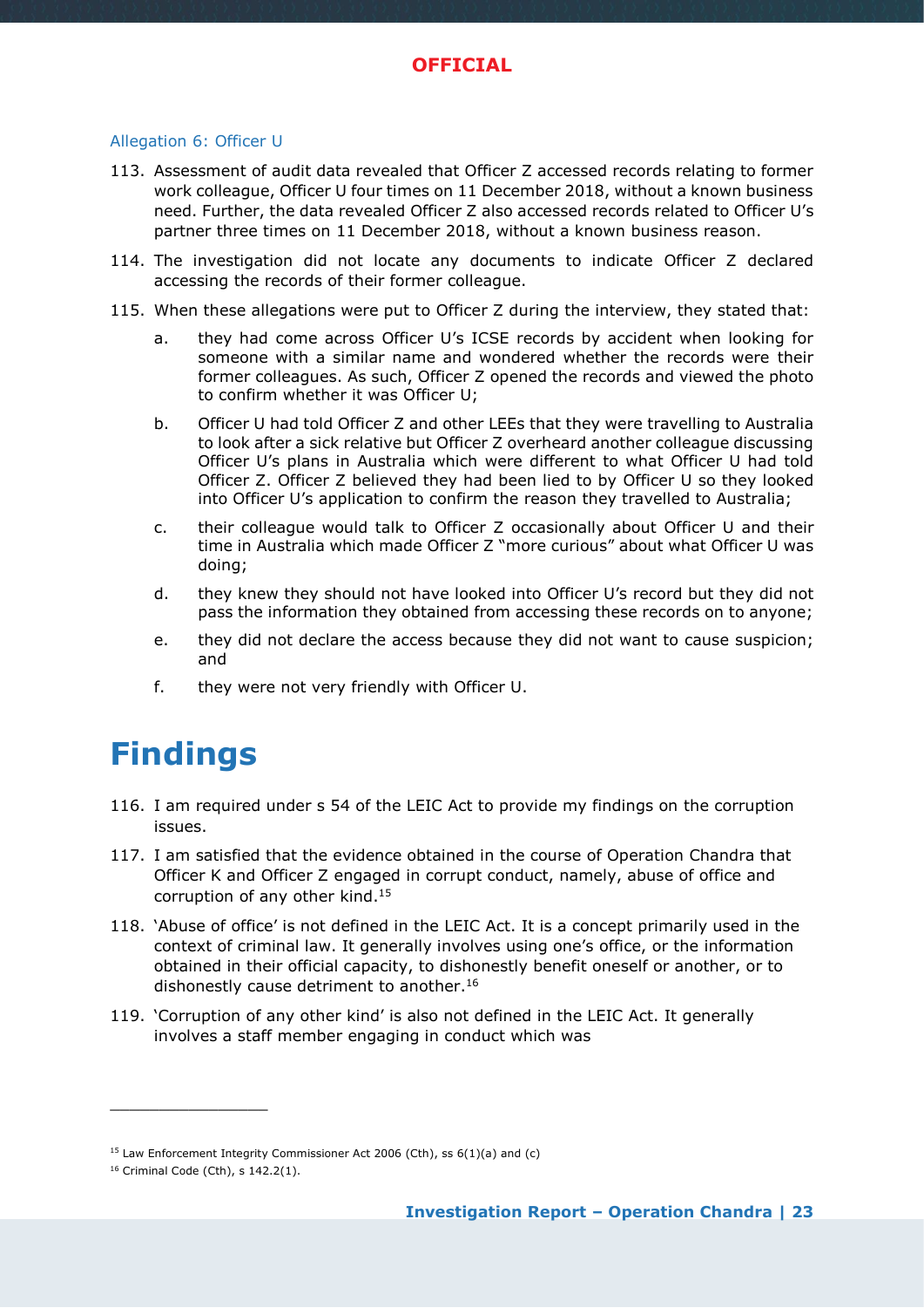### Allegation 6: Officer U

113. Assessment of audit data revealed that Officer Z accessed records relating to former work colleague, Officer U four times on 11 December 2018, without a known business need. Further, the data revealed Officer Z also accessed records related to Officer U's partner three times on 11 December 2018, without a known business reason.

114. The investigation did not locate any documents to indicate Officer Z declared accessing the records of their former colleague.

115. When these allegations were put to Officer Z during the interview, they stated that:

    a. they had come across Officer U's ICSE records by accident when looking for someone with a similar name and wondered whether the records were their former colleagues. As such, Officer Z opened the records and viewed the photo to confirm whether it was Officer U;

    b. Officer U had told Officer Z and other LEEs that they were travelling to Australia to look after a sick relative but Officer Z overheard another colleague discussing Officer U's plans in Australia which were different to what Officer U had told Officer Z. Officer Z believed they had been lied to by Officer U so they looked into Officer U's application to confirm the reason they travelled to Australia;

    c. their colleague would talk to Officer Z occasionally about Officer U and their time in Australia which made Officer Z "more curious" about what Officer U was doing;

    d. they knew they should not have looked into Officer U's record but they did not pass the information they obtained from accessing these records on to anyone;

    e. they did not declare the access because they did not want to cause suspicion; and

    f. they were not very friendly with Officer U.

# Findings

116. I am required under s 54 of the LEIC Act to provide my findings on the corruption issues.

117. I am satisfied that the evidence obtained in the course of Operation Chandra that Officer K and Officer Z engaged in corrupt conduct, namely, abuse of office and corruption of any other kind.[15]

118. 'Abuse of office' is not defined in the LEIC Act. It is a concept primarily used in the context of criminal law. It generally involves using one's office, or the information obtained in their official capacity, to dishonestly benefit oneself or another, or to dishonestly cause detriment to another.[16]

119. 'Corruption of any other kind' is also not defined in the LEIC Act. It generally involves a staff member engaging in conduct which was

---

[15] Law Enforcement Integrity Commissioner Act 2006 (Cth), ss 6(1)(a) and (c)

[16] Criminal Code (Cth), s 142.2(1).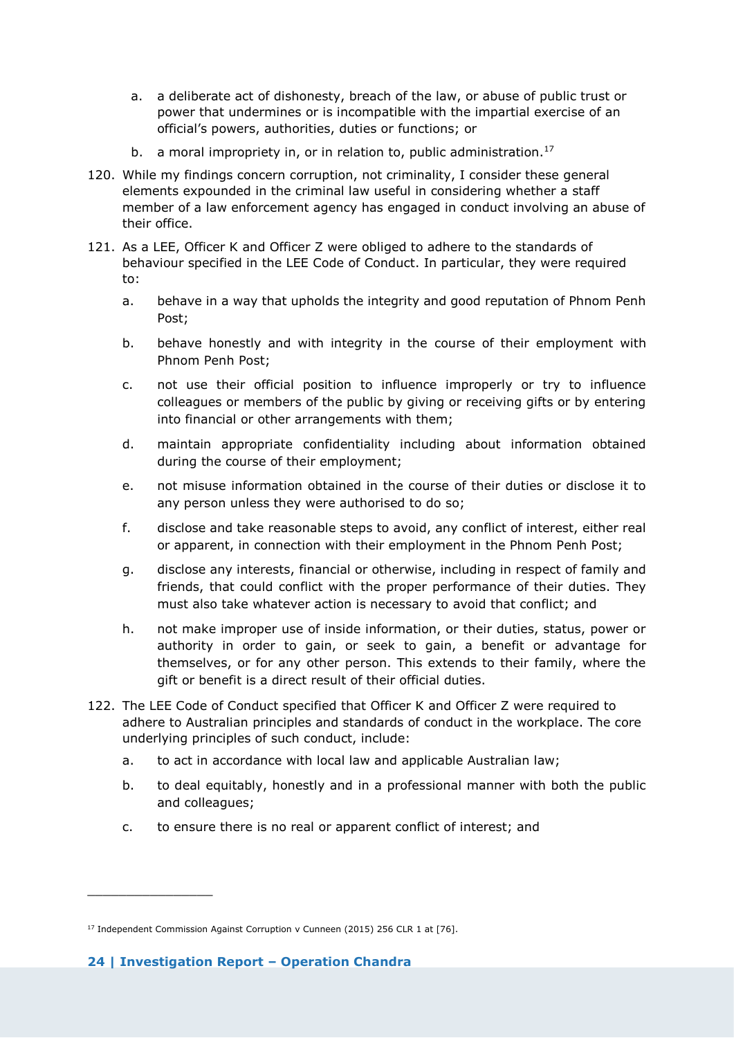a. a deliberate act of dishonesty, breach of the law, or abuse of public trust or power that undermines or is incompatible with the impartial exercise of an official's powers, authorities, duties or functions; or

b. a moral impropriety in, or in relation to, public administration.[17]

120. While my findings concern corruption, not criminality, I consider these general elements expounded in the criminal law useful in considering whether a staff member of a law enforcement agency has engaged in conduct involving an abuse of their office.

121. As a LEE, Officer K and Officer Z were obliged to adhere to the standards of behaviour specified in the LEE Code of Conduct. In particular, they were required to:

   a. behave in a way that upholds the integrity and good reputation of Phnom Penh Post;

   b. behave honestly and with integrity in the course of their employment with Phnom Penh Post;

   c. not use their official position to influence improperly or try to influence colleagues or members of the public by giving or receiving gifts or by entering into financial or other arrangements with them;

   d. maintain appropriate confidentiality including about information obtained during the course of their employment;

   e. not misuse information obtained in the course of their duties or disclose it to any person unless they were authorised to do so;

   f. disclose and take reasonable steps to avoid, any conflict of interest, either real or apparent, in connection with their employment in the Phnom Penh Post;

   g. disclose any interests, financial or otherwise, including in respect of family and friends, that could conflict with the proper performance of their duties. They must also take whatever action is necessary to avoid that conflict; and

   h. not make improper use of inside information, or their duties, status, power or authority in order to gain, or seek to gain, a benefit or advantage for themselves, or for any other person. This extends to their family, where the gift or benefit is a direct result of their official duties.

122. The LEE Code of Conduct specified that Officer K and Officer Z were required to adhere to Australian principles and standards of conduct in the workplace. The core underlying principles of such conduct, include:

   a. to act in accordance with local law and applicable Australian law;

   b. to deal equitably, honestly and in a professional manner with both the public and colleagues;

   c. to ensure there is no real or apparent conflict of interest; and

---

[17] Independent Commission Against Corruption v Cunneen (2015) 256 CLR 1 at [76].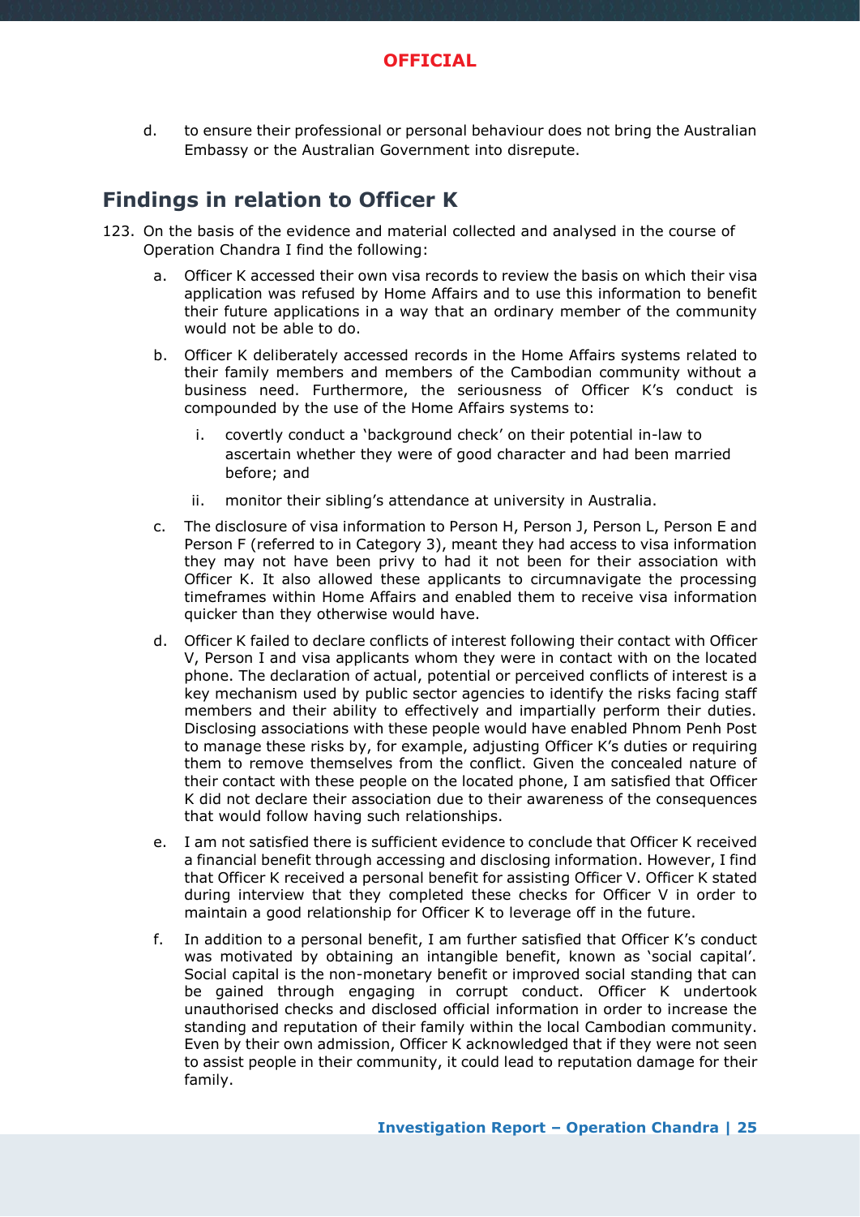d. to ensure their professional or personal behaviour does not bring the Australian Embassy or the Australian Government into disrepute.

## Findings in relation to Officer K

123. On the basis of the evidence and material collected and analysed in the course of Operation Chandra I find the following:

   a. Officer K accessed their own visa records to review the basis on which their visa application was refused by Home Affairs and to use this information to benefit their future applications in a way that an ordinary member of the community would not be able to do.

   b. Officer K deliberately accessed records in the Home Affairs systems related to their family members and members of the Cambodian community without a business need. Furthermore, the seriousness of Officer K's conduct is compounded by the use of the Home Affairs systems to:

      i. covertly conduct a 'background check' on their potential in-law to ascertain whether they were of good character and had been married before; and

      ii. monitor their sibling's attendance at university in Australia.

   c. The disclosure of visa information to Person H, Person J, Person L, Person E and Person F (referred to in Category 3), meant they had access to visa information they may not have been privy to had it not been for their association with Officer K. It also allowed these applicants to circumnavigate the processing timeframes within Home Affairs and enabled them to receive visa information quicker than they otherwise would have.

   d. Officer K failed to declare conflicts of interest following their contact with Officer V, Person I and visa applicants whom they were in contact with on the located phone. The declaration of actual, potential or perceived conflicts of interest is a key mechanism used by public sector agencies to identify the risks facing staff members and their ability to effectively and impartially perform their duties. Disclosing associations with these people would have enabled Phnom Penh Post to manage these risks by, for example, adjusting Officer K's duties or requiring them to remove themselves from the conflict. Given the concealed nature of their contact with these people on the located phone, I am satisfied that Officer K did not declare their association due to their awareness of the consequences that would follow having such relationships.

   e. I am not satisfied there is sufficient evidence to conclude that Officer K received a financial benefit through accessing and disclosing information. However, I find that Officer K received a personal benefit for assisting Officer V. Officer K stated during interview that they completed these checks for Officer V in order to maintain a good relationship for Officer K to leverage off in the future.

   f. In addition to a personal benefit, I am further satisfied that Officer K's conduct was motivated by obtaining an intangible benefit, known as 'social capital'. Social capital is the non-monetary benefit or improved social standing that can be gained through engaging in corrupt conduct. Officer K undertook unauthorised checks and disclosed official information in order to increase the standing and reputation of their family within the local Cambodian community. Even by their own admission, Officer K acknowledged that if they were not seen to assist people in their community, it could lead to reputation damage for their family.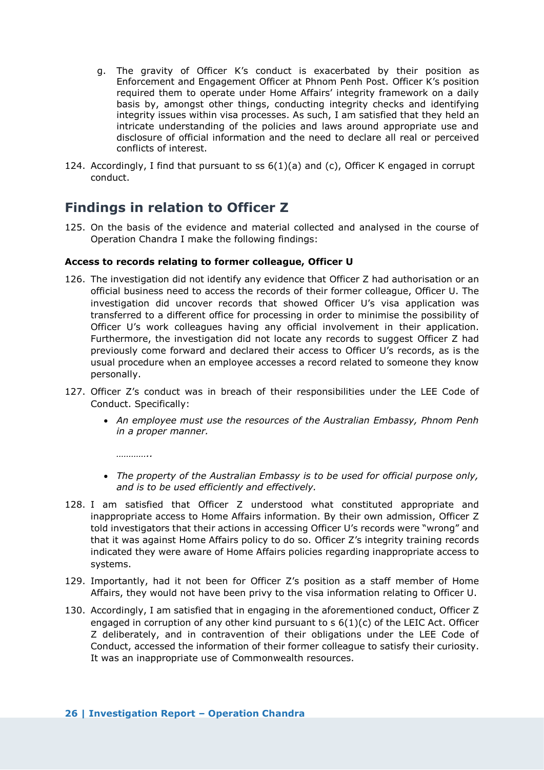g. The gravity of Officer K's conduct is exacerbated by their position as Enforcement and Engagement Officer at Phnom Penh Post. Officer K's position required them to operate under Home Affairs' integrity framework on a daily basis by, amongst other things, conducting integrity checks and identifying integrity issues within visa processes. As such, I am satisfied that they held an intricate understanding of the policies and laws around appropriate use and disclosure of official information and the need to declare all real or perceived conflicts of interest.

124. Accordingly, I find that pursuant to ss 6(1)(a) and (c), Officer K engaged in corrupt conduct.

## Findings in relation to Officer Z

125. On the basis of the evidence and material collected and analysed in the course of Operation Chandra I make the following findings:

**Access to records relating to former colleague, Officer U**

126. The investigation did not identify any evidence that Officer Z had authorisation or an official business need to access the records of their former colleague, Officer U. The investigation did uncover records that showed Officer U's visa application was transferred to a different office for processing in order to minimise the possibility of Officer U's work colleagues having any official involvement in their application. Furthermore, the investigation did not locate any records to suggest Officer Z had previously come forward and declared their access to Officer U's records, as is the usual procedure when an employee accesses a record related to someone they know personally.

127. Officer Z's conduct was in breach of their responsibilities under the LEE Code of Conduct. Specifically:

- *An employee must use the resources of the Australian Embassy, Phnom Penh in a proper manner.*

  *…………..*

- *The property of the Australian Embassy is to be used for official purpose only, and is to be used efficiently and effectively.*

128. I am satisfied that Officer Z understood what constituted appropriate and inappropriate access to Home Affairs information. By their own admission, Officer Z told investigators that their actions in accessing Officer U's records were "wrong" and that it was against Home Affairs policy to do so. Officer Z's integrity training records indicated they were aware of Home Affairs policies regarding inappropriate access to systems.

129. Importantly, had it not been for Officer Z's position as a staff member of Home Affairs, they would not have been privy to the visa information relating to Officer U.

130. Accordingly, I am satisfied that in engaging in the aforementioned conduct, Officer Z engaged in corruption of any other kind pursuant to s 6(1)(c) of the LEIC Act. Officer Z deliberately, and in contravention of their obligations under the LEE Code of Conduct, accessed the information of their former colleague to satisfy their curiosity. It was an inappropriate use of Commonwealth resources.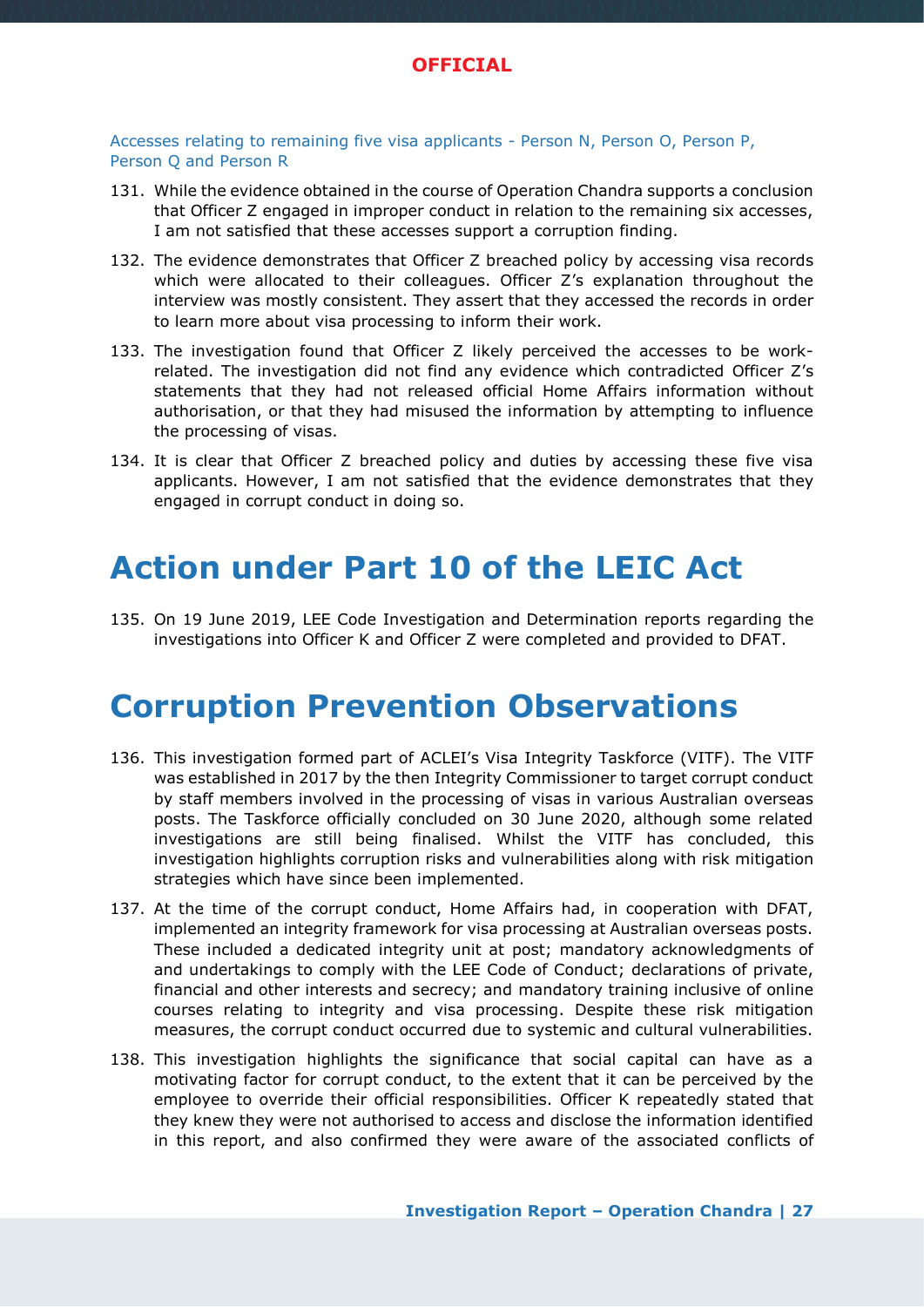### Accesses relating to remaining five visa applicants - Person N, Person O, Person P, Person Q and Person R

131. While the evidence obtained in the course of Operation Chandra supports a conclusion that Officer Z engaged in improper conduct in relation to the remaining six accesses, I am not satisfied that these accesses support a corruption finding.

132. The evidence demonstrates that Officer Z breached policy by accessing visa records which were allocated to their colleagues. Officer Z's explanation throughout the interview was mostly consistent. They assert that they accessed the records in order to learn more about visa processing to inform their work.

133. The investigation found that Officer Z likely perceived the accesses to be work-related. The investigation did not find any evidence which contradicted Officer Z's statements that they had not released official Home Affairs information without authorisation, or that they had misused the information by attempting to influence the processing of visas.

134. It is clear that Officer Z breached policy and duties by accessing these five visa applicants. However, I am not satisfied that the evidence demonstrates that they engaged in corrupt conduct in doing so.

# Action under Part 10 of the LEIC Act

135. On 19 June 2019, LEE Code Investigation and Determination reports regarding the investigations into Officer K and Officer Z were completed and provided to DFAT.

# Corruption Prevention Observations

136. This investigation formed part of ACLEI's Visa Integrity Taskforce (VITF). The VITF was established in 2017 by the then Integrity Commissioner to target corrupt conduct by staff members involved in the processing of visas in various Australian overseas posts. The Taskforce officially concluded on 30 June 2020, although some related investigations are still being finalised. Whilst the VITF has concluded, this investigation highlights corruption risks and vulnerabilities along with risk mitigation strategies which have since been implemented.

137. At the time of the corrupt conduct, Home Affairs had, in cooperation with DFAT, implemented an integrity framework for visa processing at Australian overseas posts. These included a dedicated integrity unit at post; mandatory acknowledgments of and undertakings to comply with the LEE Code of Conduct; declarations of private, financial and other interests and secrecy; and mandatory training inclusive of online courses relating to integrity and visa processing. Despite these risk mitigation measures, the corrupt conduct occurred due to systemic and cultural vulnerabilities.

138. This investigation highlights the significance that social capital can have as a motivating factor for corrupt conduct, to the extent that it can be perceived by the employee to override their official responsibilities. Officer K repeatedly stated that they knew they were not authorised to access and disclose the information identified in this report, and also confirmed they were aware of the associated conflicts of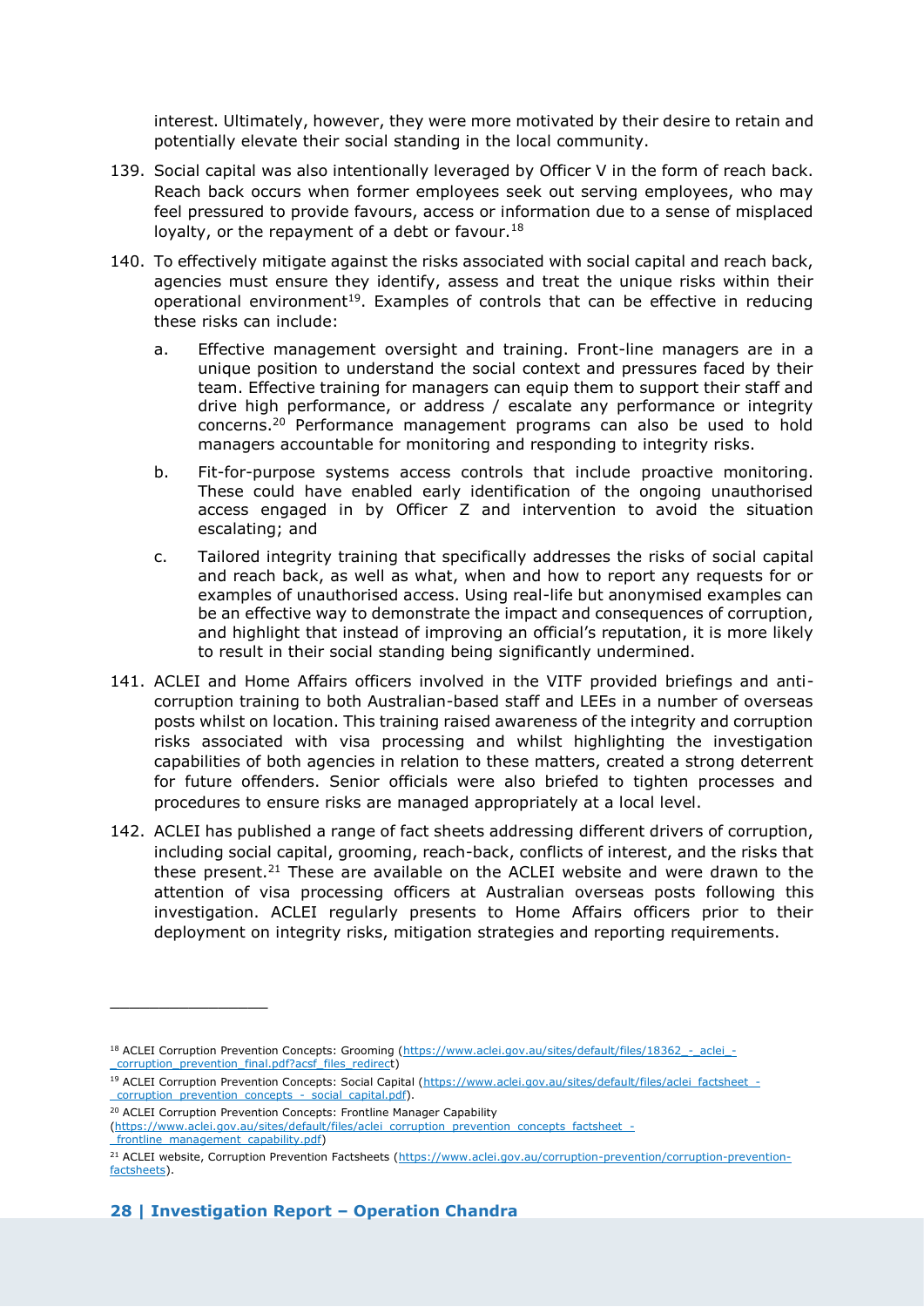interest. Ultimately, however, they were more motivated by their desire to retain and potentially elevate their social standing in the local community.

139. Social capital was also intentionally leveraged by Officer V in the form of reach back. Reach back occurs when former employees seek out serving employees, who may feel pressured to provide favours, access or information due to a sense of misplaced loyalty, or the repayment of a debt or favour.[18]

140. To effectively mitigate against the risks associated with social capital and reach back, agencies must ensure they identify, assess and treat the unique risks within their operational environment[19]. Examples of controls that can be effective in reducing these risks can include:

    a. Effective management oversight and training. Front-line managers are in a unique position to understand the social context and pressures faced by their team. Effective training for managers can equip them to support their staff and drive high performance, or address / escalate any performance or integrity concerns.[20] Performance management programs can also be used to hold managers accountable for monitoring and responding to integrity risks.

    b. Fit-for-purpose systems access controls that include proactive monitoring. These could have enabled early identification of the ongoing unauthorised access engaged in by Officer Z and intervention to avoid the situation escalating; and

    c. Tailored integrity training that specifically addresses the risks of social capital and reach back, as well as what, when and how to report any requests for or examples of unauthorised access. Using real-life but anonymised examples can be an effective way to demonstrate the impact and consequences of corruption, and highlight that instead of improving an official's reputation, it is more likely to result in their social standing being significantly undermined.

141. ACLEI and Home Affairs officers involved in the VITF provided briefings and anti-corruption training to both Australian-based staff and LEEs in a number of overseas posts whilst on location. This training raised awareness of the integrity and corruption risks associated with visa processing and whilst highlighting the investigation capabilities of both agencies in relation to these matters, created a strong deterrent for future offenders. Senior officials were also briefed to tighten processes and procedures to ensure risks are managed appropriately at a local level.

142. ACLEI has published a range of fact sheets addressing different drivers of corruption, including social capital, grooming, reach-back, conflicts of interest, and the risks that these present.[21] These are available on the ACLEI website and were drawn to the attention of visa processing officers at Australian overseas posts following this investigation. ACLEI regularly presents to Home Affairs officers prior to their deployment on integrity risks, mitigation strategies and reporting requirements.

---

[18] ACLEI Corruption Prevention Concepts: Grooming (https://www.aclei.gov.au/sites/default/files/18362_-_aclei_-_corruption_prevention_final.pdf?acsf_files_redirect)

[19] ACLEI Corruption Prevention Concepts: Social Capital (https://www.aclei.gov.au/sites/default/files/aclei_factsheet_-_corruption_prevention_concepts_-_social_capital.pdf).

[20] ACLEI Corruption Prevention Concepts: Frontline Manager Capability (https://www.aclei.gov.au/sites/default/files/aclei_corruption_prevention_concepts_factsheet_-_frontline_management_capability.pdf)

[21] ACLEI website, Corruption Prevention Factsheets (https://www.aclei.gov.au/corruption-prevention/corruption-prevention-factsheets).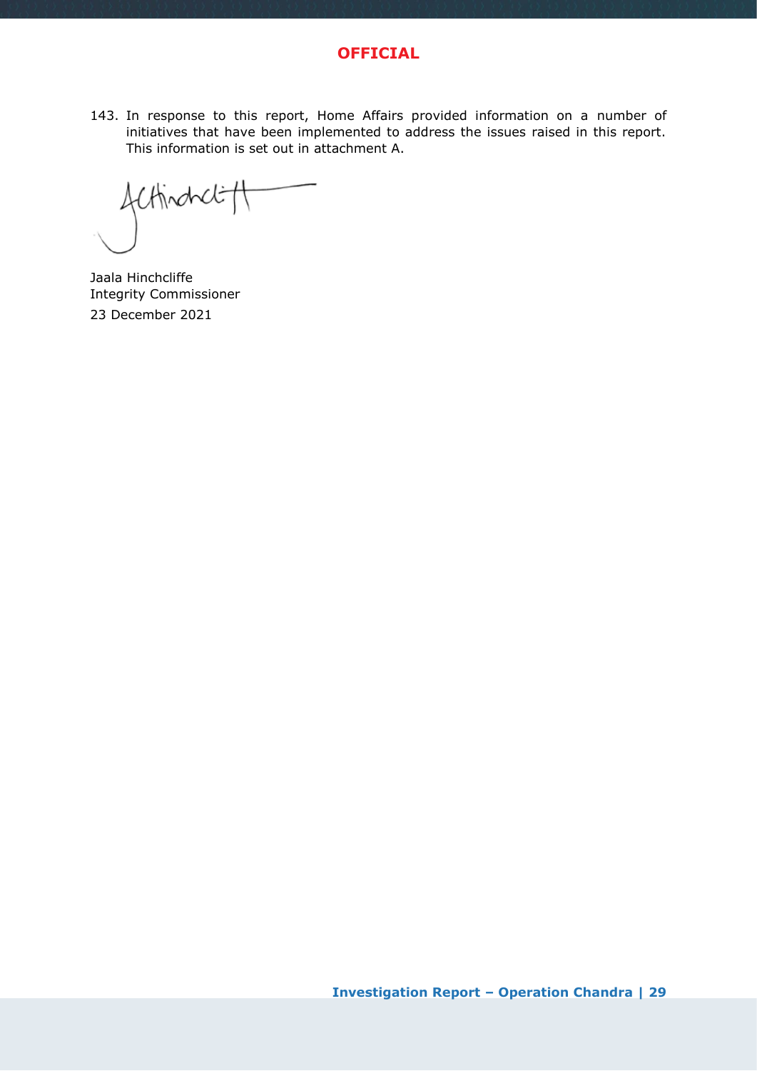143. In response to this report, Home Affairs provided information on a number of initiatives that have been implemented to address the issues raised in this report. This information is set out in attachment A.

Jaala Hinchcliffe
Integrity Commissioner
23 December 2021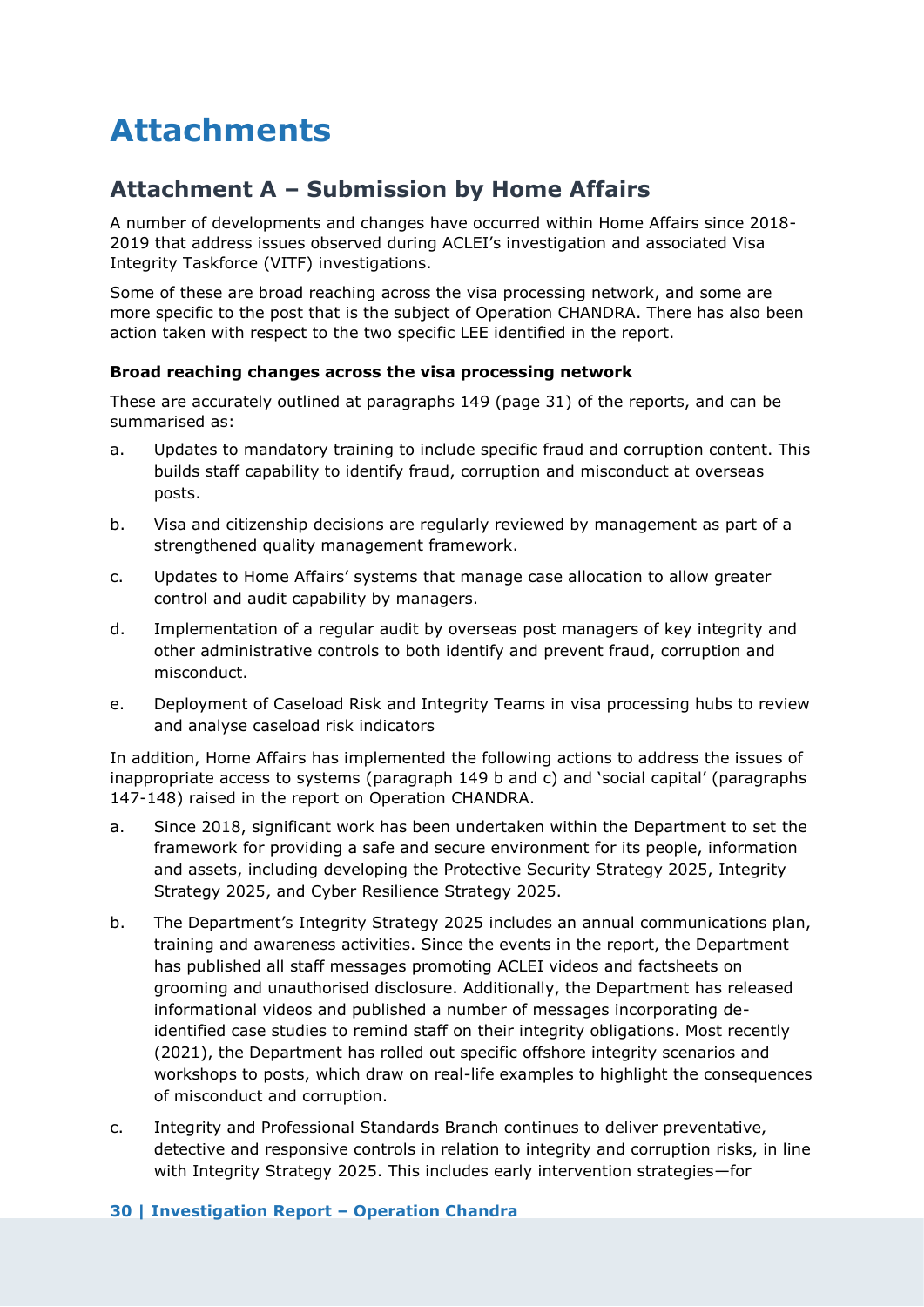# Attachments

## Attachment A – Submission by Home Affairs

A number of developments and changes have occurred within Home Affairs since 2018-2019 that address issues observed during ACLEI's investigation and associated Visa Integrity Taskforce (VITF) investigations.

Some of these are broad reaching across the visa processing network, and some are more specific to the post that is the subject of Operation CHANDRA. There has also been action taken with respect to the two specific LEE identified in the report.

**Broad reaching changes across the visa processing network**

These are accurately outlined at paragraphs 149 (page 31) of the reports, and can be summarised as:

a. Updates to mandatory training to include specific fraud and corruption content. This builds staff capability to identify fraud, corruption and misconduct at overseas posts.

b. Visa and citizenship decisions are regularly reviewed by management as part of a strengthened quality management framework.

c. Updates to Home Affairs' systems that manage case allocation to allow greater control and audit capability by managers.

d. Implementation of a regular audit by overseas post managers of key integrity and other administrative controls to both identify and prevent fraud, corruption and misconduct.

e. Deployment of Caseload Risk and Integrity Teams in visa processing hubs to review and analyse caseload risk indicators

In addition, Home Affairs has implemented the following actions to address the issues of inappropriate access to systems (paragraph 149 b and c) and 'social capital' (paragraphs 147-148) raised in the report on Operation CHANDRA.

a. Since 2018, significant work has been undertaken within the Department to set the framework for providing a safe and secure environment for its people, information and assets, including developing the Protective Security Strategy 2025, Integrity Strategy 2025, and Cyber Resilience Strategy 2025.

b. The Department's Integrity Strategy 2025 includes an annual communications plan, training and awareness activities. Since the events in the report, the Department has published all staff messages promoting ACLEI videos and factsheets on grooming and unauthorised disclosure. Additionally, the Department has released informational videos and published a number of messages incorporating de-identified case studies to remind staff on their integrity obligations. Most recently (2021), the Department has rolled out specific offshore integrity scenarios and workshops to posts, which draw on real-life examples to highlight the consequences of misconduct and corruption.

c. Integrity and Professional Standards Branch continues to deliver preventative, detective and responsive controls in relation to integrity and corruption risks, in line with Integrity Strategy 2025. This includes early intervention strategies—for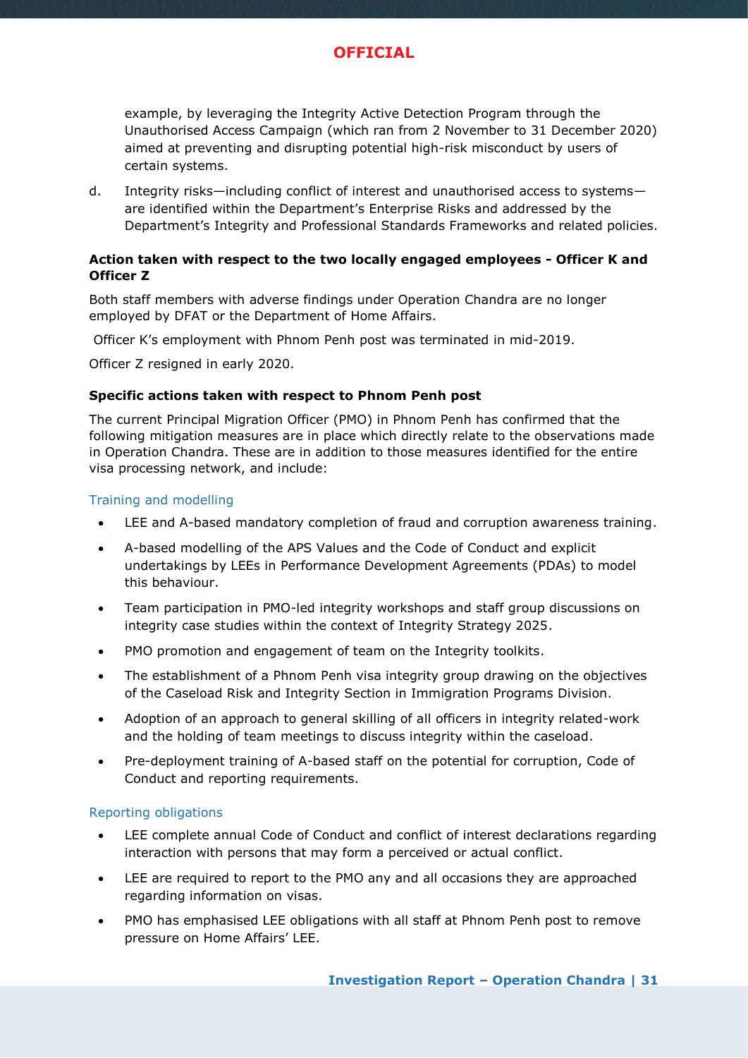example, by leveraging the Integrity Active Detection Program through the Unauthorised Access Campaign (which ran from 2 November to 31 December 2020) aimed at preventing and disrupting potential high-risk misconduct by users of certain systems.

d. Integrity risks—including conflict of interest and unauthorised access to systems—are identified within the Department's Enterprise Risks and addressed by the Department's Integrity and Professional Standards Frameworks and related policies.

**Action taken with respect to the two locally engaged employees - Officer K and Officer Z**

Both staff members with adverse findings under Operation Chandra are no longer employed by DFAT or the Department of Home Affairs.

Officer K's employment with Phnom Penh post was terminated in mid-2019.

Officer Z resigned in early 2020.

**Specific actions taken with respect to Phnom Penh post**

The current Principal Migration Officer (PMO) in Phnom Penh has confirmed that the following mitigation measures are in place which directly relate to the observations made in Operation Chandra. These are in addition to those measures identified for the entire visa processing network, and include:

### Training and modelling

- LEE and A-based mandatory completion of fraud and corruption awareness training.
- A-based modelling of the APS Values and the Code of Conduct and explicit undertakings by LEEs in Performance Development Agreements (PDAs) to model this behaviour.
- Team participation in PMO-led integrity workshops and staff group discussions on integrity case studies within the context of Integrity Strategy 2025.
- PMO promotion and engagement of team on the Integrity toolkits.
- The establishment of a Phnom Penh visa integrity group drawing on the objectives of the Caseload Risk and Integrity Section in Immigration Programs Division.
- Adoption of an approach to general skilling of all officers in integrity related-work and the holding of team meetings to discuss integrity within the caseload.
- Pre-deployment training of A-based staff on the potential for corruption, Code of Conduct and reporting requirements.

### Reporting obligations

- LEE complete annual Code of Conduct and conflict of interest declarations regarding interaction with persons that may form a perceived or actual conflict.
- LEE are required to report to the PMO any and all occasions they are approached regarding information on visas.
- PMO has emphasised LEE obligations with all staff at Phnom Penh post to remove pressure on Home Affairs' LEE.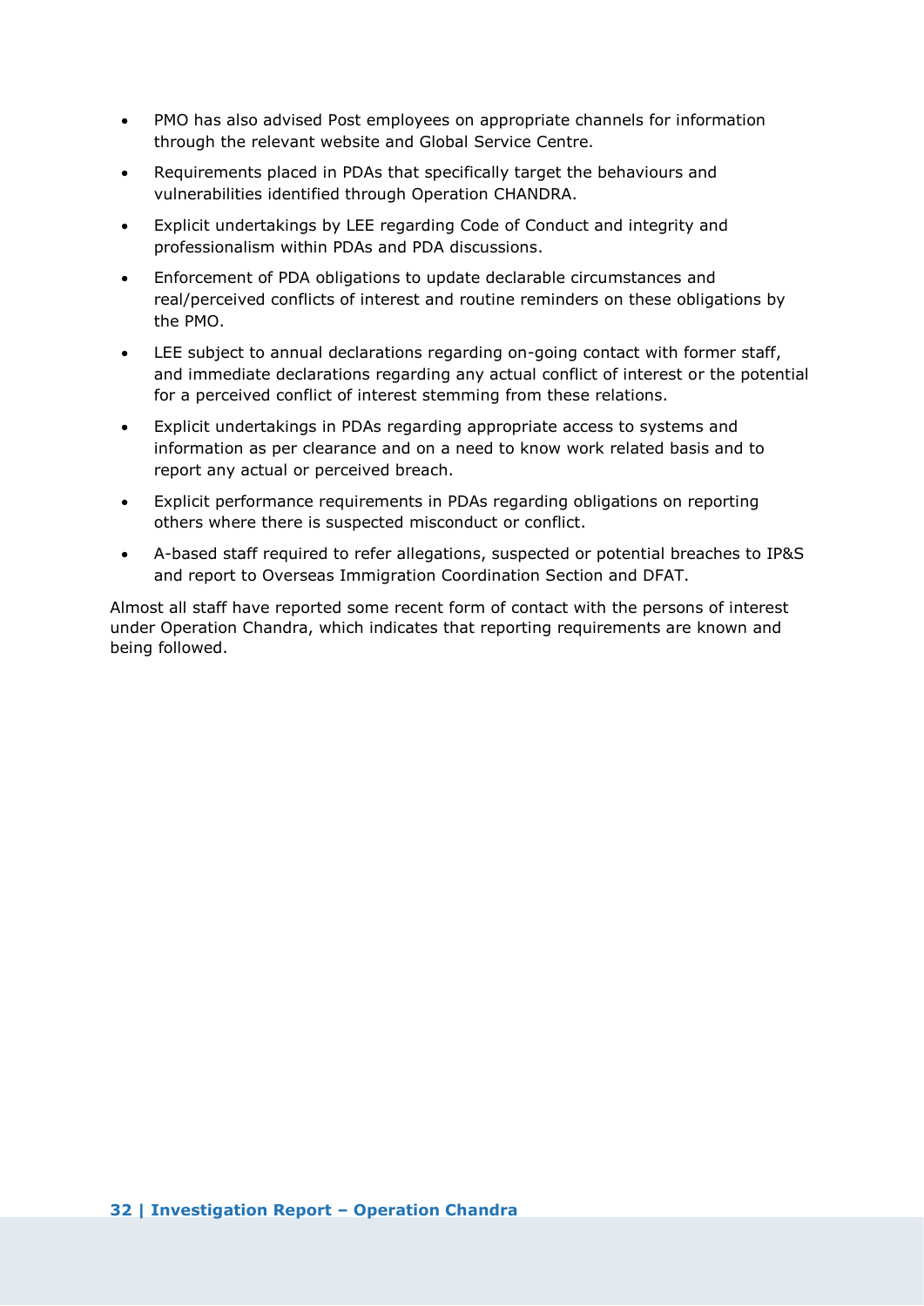- PMO has also advised Post employees on appropriate channels for information through the relevant website and Global Service Centre.
- Requirements placed in PDAs that specifically target the behaviours and vulnerabilities identified through Operation CHANDRA.
- Explicit undertakings by LEE regarding Code of Conduct and integrity and professionalism within PDAs and PDA discussions.
- Enforcement of PDA obligations to update declarable circumstances and real/perceived conflicts of interest and routine reminders on these obligations by the PMO.
- LEE subject to annual declarations regarding on-going contact with former staff, and immediate declarations regarding any actual conflict of interest or the potential for a perceived conflict of interest stemming from these relations.
- Explicit undertakings in PDAs regarding appropriate access to systems and information as per clearance and on a need to know work related basis and to report any actual or perceived breach.
- Explicit performance requirements in PDAs regarding obligations on reporting others where there is suspected misconduct or conflict.
- A-based staff required to refer allegations, suspected or potential breaches to IP&S and report to Overseas Immigration Coordination Section and DFAT.

Almost all staff have reported some recent form of contact with the persons of interest under Operation Chandra, which indicates that reporting requirements are known and being followed.